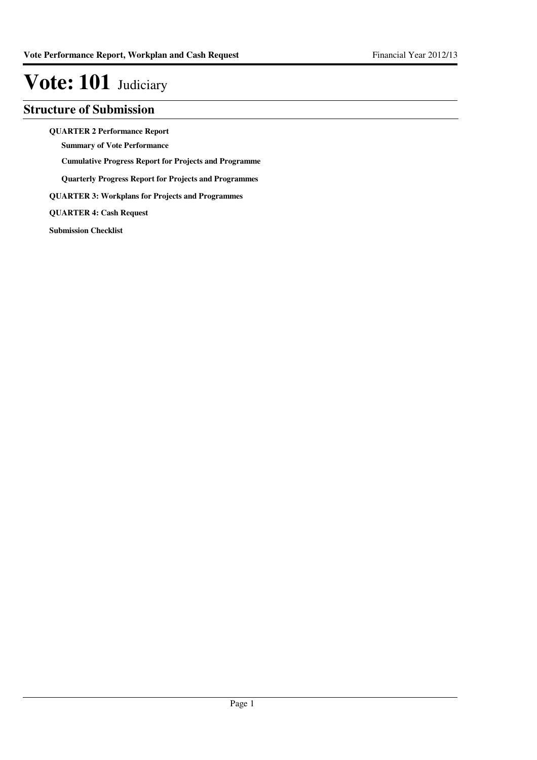# Vote: 101 Judiciary

## Structure of Submission

**QUARTER 2 Performance Report**

- **Summary of Vote Performance**
- **Cumulative Progress Report for Projects and Programme**
- **Quarterly Progress Report for Projects and Programmes**

**QUARTER 3: Workplans for Projects and Programmes**

**QUARTER 4: Cash Request**

**Submission Checklist**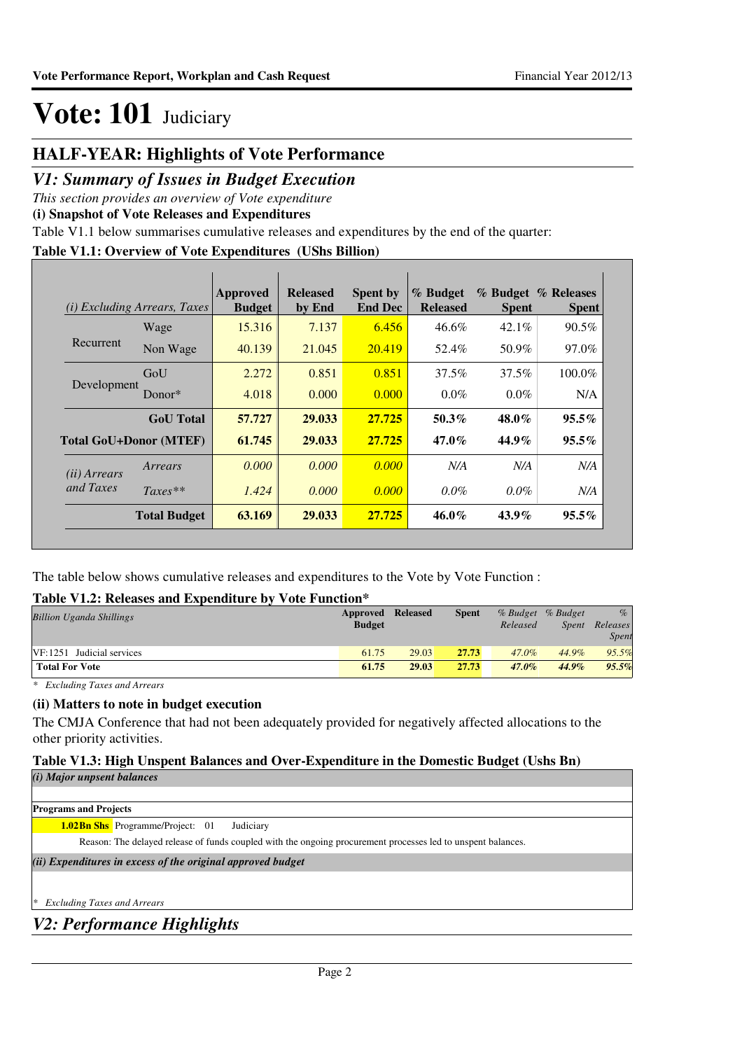# Vote: 101 Judiciary

## HALF-YEAR: Highlights of Vote Performance

## *V1: Summary of Issues in Budget Execution*

*This section provides an overview of Vote expenditure*

**(i) Snapshot of Vote Releases and Expenditures**

Table V1.1 below summarises cumulative releases and expenditures by the end of the quarter:

**Table V1.1: Overview of Vote Expenditures (UShs Billion)**

| *(i) Excluding Arrears, Taxes* | | Approved Budget | Released by End | Spent by End Dec | % Budget Released | % Budget Spent | % Releases Spent |
|---|---|---|---|---|---|---|---|
| Recurrent | Wage | 15.316 | 7.137 | 6.456 | 46.6% | 42.1% | 90.5% |
| | Non Wage | 40.139 | 21.045 | 20.419 | 52.4% | 50.9% | 97.0% |
| Development | GoU | 2.272 | 0.851 | 0.851 | 37.5% | 37.5% | 100.0% |
| | Donor* | 4.018 | 0.000 | 0.000 | 0.0% | 0.0% | N/A |
| | **GoU Total** | **57.727** | **29.033** | **27.725** | **50.3%** | **48.0%** | **95.5%** |
| **Total GoU+Donor (MTEF)** | | **61.745** | **29.033** | **27.725** | **47.0%** | **44.9%** | **95.5%** |
| *(ii) Arrears and Taxes* | *Arrears* | *0.000* | *0.000* | *0.000* | *N/A* | *N/A* | *N/A* |
| | *Taxes*** | *1.424* | *0.000* | *0.000* | *0.0%* | *0.0%* | *N/A* |
| | **Total Budget** | **63.169** | **29.033** | **27.725** | **46.0%** | **43.9%** | **95.5%** |

The table below shows cumulative releases and expenditures to the Vote by Vote Function :

**Table V1.2: Releases and Expenditure by Vote Function***

| *Billion Uganda Shillings* | Approved Budget | Released | Spent | *% Budget Released* | *% Budget Spent* | *% Releases Spent* |
|---|---|---|---|---|---|---|
| VF:1251 Judicial services | 61.75 | 29.03 | 27.73 | 47.0% | 44.9% | 95.5% |
| **Total For Vote** | **61.75** | **29.03** | **27.73** | **47.0%** | **44.9%** | **95.5%** |

\* *Excluding Taxes and Arrears*

**(ii) Matters to note in budget execution**

The CMJA Conference that had not been adequately provided for negatively affected allocations to the other priority activities.

**Table V1.3: High Unspent Balances and Over-Expenditure in the Domestic Budget (Ushs Bn)**

*(i) Major unpsent balances*

**Programs and Projects**

**1.02Bn Shs** Programme/Project: 01 Judiciary

Reason: The delayed release of funds coupled with the ongoing procurement processes led to unspent balances.

*(ii) Expenditures in excess of the original approved budget*

\* *Excluding Taxes and Arrears*

## *V2: Performance Highlights*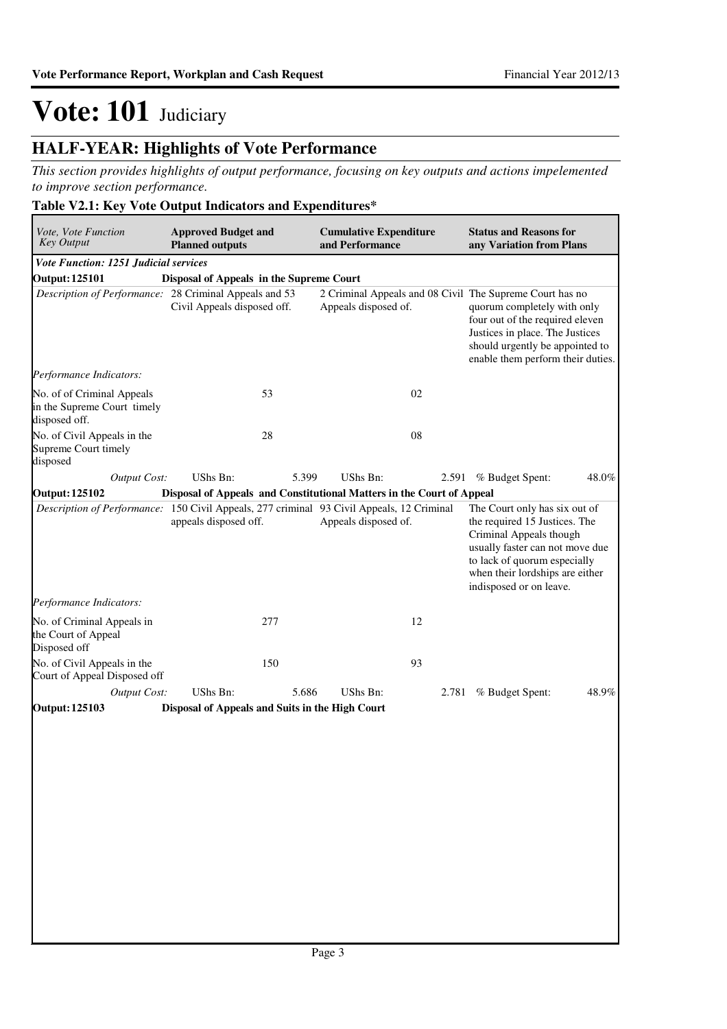# Vote: 101 Judiciary

## HALF-YEAR: Highlights of Vote Performance

*This section provides highlights of output performance, focusing on key outputs and actions impelemented to improve section performance.*

### Table V2.1: Key Vote Output Indicators and Expenditures*

| *Vote, Vote Function Key Output* | **Approved Budget and Planned outputs** | | **Cumulative Expenditure and Performance** | | **Status and Reasons for any Variation from Plans** | |
|---|---|---|---|---|---|---|
| ***Vote Function: 1251 Judicial services*** | | | | | | |
| **Output: 125101** | **Disposal of Appeals in the Supreme Court** | | | | | |
| *Description of Performance:* | 28 Criminal Appeals and 53 Civil Appeals disposed off. | | 2 Criminal Appeals and 08 Civil Appeals disposed of. | | The Supreme Court has no quorum completely with only four out of the required eleven Justices in place. The Justices should urgently be appointed to enable them perform their duties. | |
| *Performance Indicators:* | | | | | | |
| No. of of Criminal Appeals in the Supreme Court timely disposed off. | | 53 | | 02 | | |
| No. of Civil Appeals in the Supreme Court timely disposed | | 28 | | 08 | | |
| *Output Cost:* | UShs Bn: | 5.399 | UShs Bn: | 2.591 | % Budget Spent: | 48.0% |
| **Output: 125102** | **Disposal of Appeals and Constitutional Matters in the Court of Appeal** | | | | | |
| *Description of Performance:* | 150 Civil Appeals, 277 criminal appeals disposed off. | | 93 Civil Appeals, 12 Criminal Appeals disposed of. | | The Court only has six out of the required 15 Justices. The Criminal Appeals though usually faster can not move due to lack of quorum especially when their lordships are either indisposed or on leave. | |
| *Performance Indicators:* | | | | | | |
| No. of Criminal Appeals in the Court of Appeal Disposed off | | 277 | | 12 | | |
| No. of Civil Appeals in the Court of Appeal Disposed off | | 150 | | 93 | | |
| *Output Cost:* | UShs Bn: | 5.686 | UShs Bn: | 2.781 | % Budget Spent: | 48.9% |
| **Output: 125103** | **Disposal of Appeals and Suits in the High Court** | | | | | |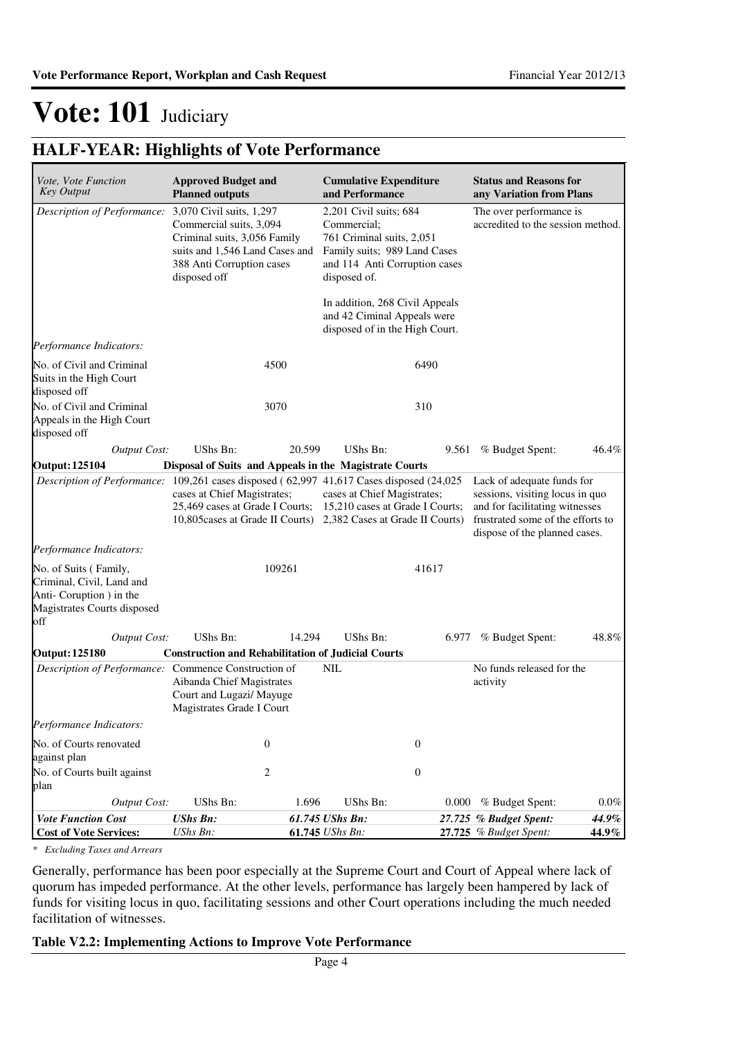# Vote: 101 Judiciary

## HALF-YEAR: Highlights of Vote Performance

| *Vote, Vote Function Key Output* | **Approved Budget and Planned outputs** | | **Cumulative Expenditure and Performance** | | **Status and Reasons for any Variation from Plans** | |
|---|---|---|---|---|---|---|
| *Description of Performance:* | 3,070 Civil suits, 1,297 Commercial suits, 3,094 Criminal suits, 3,056 Family suits and 1,546 Land Cases and 388 Anti Corruption cases disposed off | | 2,201 Civil suits; 684 Commercial; 761 Criminal suits, 2,051 Family suits; 989 Land Cases and 114 Anti Corruption cases disposed of.<br><br>In addition, 268 Civil Appeals and 42 Ciminal Appeals were disposed of in the High Court. | | The over performance is accredited to the session method. | |
| *Performance Indicators:* | | | | | | |
| No. of Civil and Criminal Suits in the High Court disposed off | | 4500 | | 6490 | | |
| No. of Civil and Criminal Appeals in the High Court disposed off | | 3070 | | 310 | | |
| *Output Cost:* | UShs Bn: | 20.599 | UShs Bn: | 9.561 | % Budget Spent: | 46.4% |
| **Output: 125104** | **Disposal of Suits and Appeals in the Magistrate Courts** | | | | | |
| *Description of Performance:* | 109,261 cases disposed ( 62,997 cases at Chief Magistrates; 25,469 cases at Grade I Courts; 10,805cases at Grade II Courts) | | 41,617 Cases disposed (24,025 cases at Chief Magistrates; 15,210 cases at Grade I Courts; 2,382 Cases at Grade II Courts) | | Lack of adequate funds for sessions, visiting locus in quo and for facilitating witnesses frustrated some of the efforts to dispose of the planned cases. | |
| *Performance Indicators:* | | | | | | |
| No. of Suits ( Family, Criminal, Civil, Land and Anti- Coruption ) in the Magistrates Courts disposed off | | 109261 | | 41617 | | |
| *Output Cost:* | UShs Bn: | 14.294 | UShs Bn: | 6.977 | % Budget Spent: | 48.8% |
| **Output: 125180** | **Construction and Rehabilitation of Judicial Courts** | | | | | |
| *Description of Performance:* | Commence Construction of Aibanda Chief Magistrates Court and Lugazi/ Mayuge Magistrates Grade I Court | | NIL | | No funds released for the activity | |
| *Performance Indicators:* | | | | | | |
| No. of Courts renovated against plan | | 0 | | 0 | | |
| No. of Courts built against plan | | 2 | | 0 | | |
| *Output Cost:* | UShs Bn: | 1.696 | UShs Bn: | 0.000 | % Budget Spent: | 0.0% |
| ***Vote Function Cost*** | ***UShs Bn:*** | ***61.745*** | ***UShs Bn:*** | ***27.725*** | ***% Budget Spent:*** | ***44.9%*** |
| **Cost of Vote Services:** | *UShs Bn:* | **61.745** | *UShs Bn:* | **27.725** | *% Budget Spent:* | **44.9%** |

*\* Excluding Taxes and Arrears*

Generally, performance has been poor especially at the Supreme Court and Court of Appeal where lack of quorum has impeded performance. At the other levels, performance has largely been hampered by lack of funds for visiting locus in quo, facilitating sessions and other Court operations including the much needed facilitation of witnesses.

**Table V2.2: Implementing Actions to Improve Vote Performance**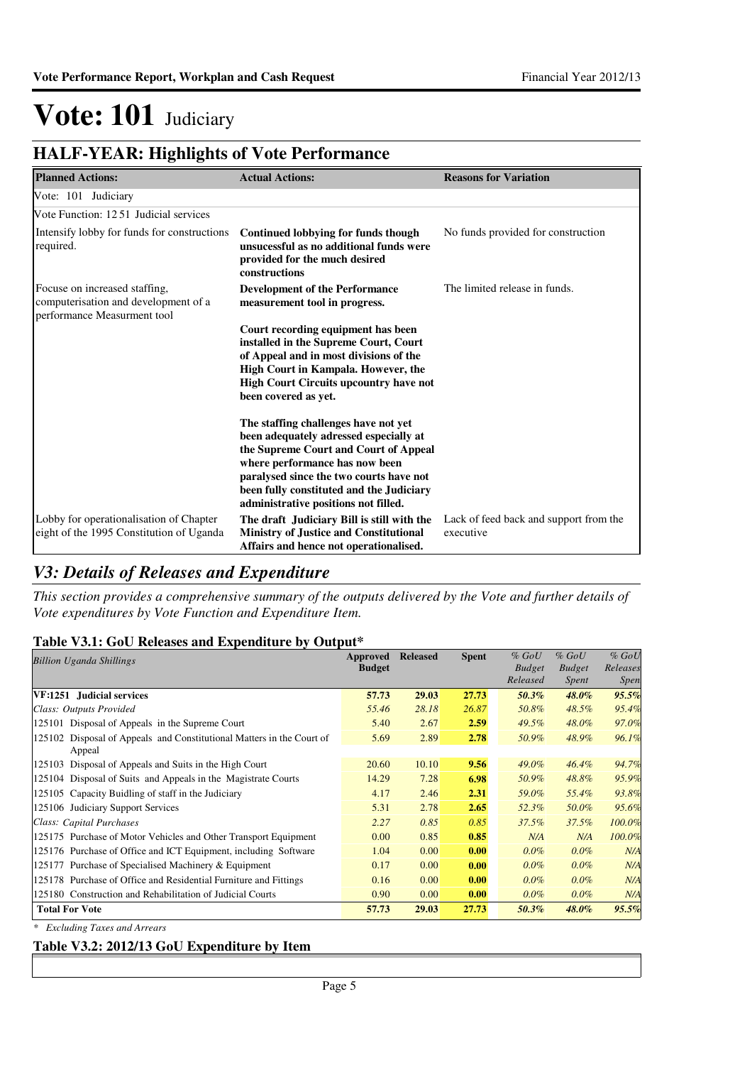# Vote: 101 Judiciary

## HALF-YEAR: Highlights of Vote Performance

| Planned Actions: | Actual Actions: | Reasons for Variation |
|---|---|---|
| Vote: 101 Judiciary | | |
| Vote Function: 12 51 Judicial services | | |
| Intensify lobby for funds for constructions required. | **Continued lobbying for funds though unsucessful as no additional funds were provided for the much desired constructions** | No funds provided for construction |
| Focuse on increased staffing, computerisation and development of a performance Measurment tool | **Development of the Performance measurement tool in progress.**<br><br>**Court recording equipment has been installed in the Supreme Court, Court of Appeal and in most divisions of the High Court in Kampala. However, the High Court Circuits upcountry have not been covered as yet.**<br><br>**The staffing challenges have not yet been adequately adressed especially at the Supreme Court and Court of Appeal where performance has now been paralysed since the two courts have not been fully constituted and the Judiciary administrative positions not filled.** | The limited release in funds. |
| Lobby for operationalisation of Chapter eight of the 1995 Constitution of Uganda | **The draft Judiciary Bill is still with the Ministry of Justice and Constitutional Affairs and hence not operationalised.** | Lack of feed back and support from the executive |

## *V3: Details of Releases and Expenditure*

*This section provides a comprehensive summary of the outputs delivered by the Vote and further details of Vote expenditures by Vote Function and Expenditure Item.*

### Table V3.1: GoU Releases and Expenditure by Output*

| *Billion Uganda Shillings* | Approved Budget | Released | Spent | *% GoU Budget Released* | *% GoU Budget Spent* | *% GoU Releases Spent* |
|---|---|---|---|---|---|---|
| **VF:1251 Judicial services** | **57.73** | **29.03** | **27.73** | ***50.3%*** | ***48.0%*** | ***95.5%*** |
| *Class: Outputs Provided* | *55.46* | *28.18* | *26.87* | *50.8%* | *48.5%* | *95.4%* |
| 125101 Disposal of Appeals in the Supreme Court | 5.40 | 2.67 | **2.59** | *49.5%* | *48.0%* | *97.0%* |
| 125102 Disposal of Appeals and Constitutional Matters in the Court of Appeal | 5.69 | 2.89 | **2.78** | *50.9%* | *48.9%* | *96.1%* |
| 125103 Disposal of Appeals and Suits in the High Court | 20.60 | 10.10 | **9.56** | *49.0%* | *46.4%* | *94.7%* |
| 125104 Disposal of Suits and Appeals in the Magistrate Courts | 14.29 | 7.28 | **6.98** | *50.9%* | *48.8%* | *95.9%* |
| 125105 Capacity Buidling of staff in the Judiciary | 4.17 | 2.46 | **2.31** | *59.0%* | *55.4%* | *93.8%* |
| 125106 Judiciary Support Services | 5.31 | 2.78 | **2.65** | *52.3%* | *50.0%* | *95.6%* |
| *Class: Capital Purchases* | *2.27* | *0.85* | *0.85* | *37.5%* | *37.5%* | *100.0%* |
| 125175 Purchase of Motor Vehicles and Other Transport Equipment | 0.00 | 0.85 | **0.85** | *N/A* | *N/A* | *100.0%* |
| 125176 Purchase of Office and ICT Equipment, including Software | 1.04 | 0.00 | **0.00** | *0.0%* | *0.0%* | *N/A* |
| 125177 Purchase of Specialised Machinery & Equipment | 0.17 | 0.00 | **0.00** | *0.0%* | *0.0%* | *N/A* |
| 125178 Purchase of Office and Residential Furniture and Fittings | 0.16 | 0.00 | **0.00** | *0.0%* | *0.0%* | *N/A* |
| 125180 Construction and Rehabilitation of Judicial Courts | 0.90 | 0.00 | **0.00** | *0.0%* | *0.0%* | *N/A* |
| **Total For Vote** | **57.73** | **29.03** | **27.73** | ***50.3%*** | ***48.0%*** | ***95.5%*** |

*\* Excluding Taxes and Arrears*

### Table V3.2: 2012/13 GoU Expenditure by Item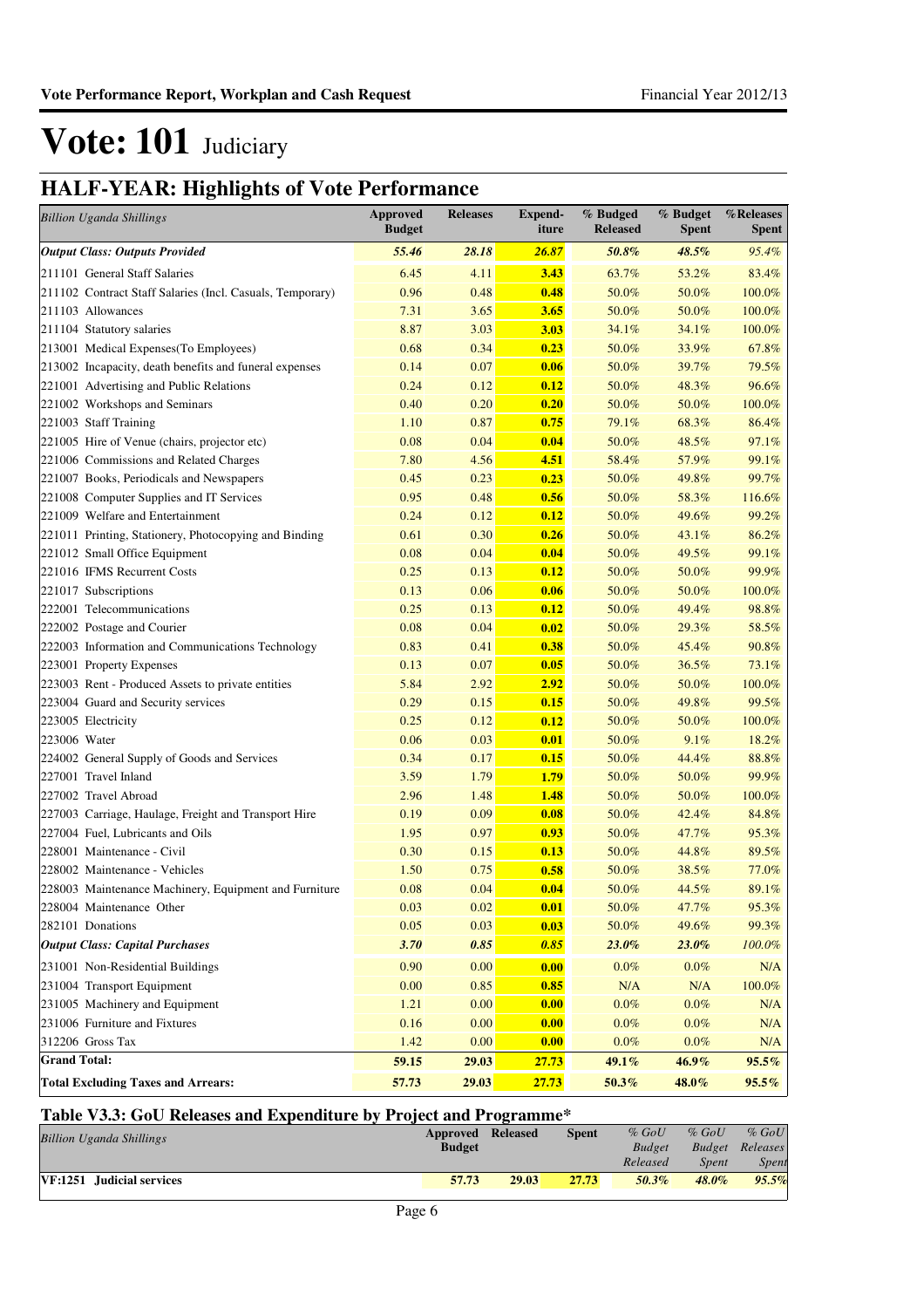# Vote: 101 Judiciary

## HALF-YEAR: Highlights of Vote Performance

| *Billion Uganda Shillings* | Approved Budget | Releases | Expend-iture | % Budged Released | % Budget Spent | %Releases Spent |
|---|---|---|---|---|---|---|
| ***Output Class: Outputs Provided*** | ***55.46*** | ***28.18*** | ***26.87*** | ***50.8%*** | ***48.5%*** | *95.4%* |
| 211101 General Staff Salaries | 6.45 | 4.11 | **3.43** | 63.7% | 53.2% | 83.4% |
| 211102 Contract Staff Salaries (Incl. Casuals, Temporary) | 0.96 | 0.48 | **0.48** | 50.0% | 50.0% | 100.0% |
| 211103 Allowances | 7.31 | 3.65 | **3.65** | 50.0% | 50.0% | 100.0% |
| 211104 Statutory salaries | 8.87 | 3.03 | **3.03** | 34.1% | 34.1% | 100.0% |
| 213001 Medical Expenses(To Employees) | 0.68 | 0.34 | **0.23** | 50.0% | 33.9% | 67.8% |
| 213002 Incapacity, death benefits and funeral expenses | 0.14 | 0.07 | **0.06** | 50.0% | 39.7% | 79.5% |
| 221001 Advertising and Public Relations | 0.24 | 0.12 | **0.12** | 50.0% | 48.3% | 96.6% |
| 221002 Workshops and Seminars | 0.40 | 0.20 | **0.20** | 50.0% | 50.0% | 100.0% |
| 221003 Staff Training | 1.10 | 0.87 | **0.75** | 79.1% | 68.3% | 86.4% |
| 221005 Hire of Venue (chairs, projector etc) | 0.08 | 0.04 | **0.04** | 50.0% | 48.5% | 97.1% |
| 221006 Commissions and Related Charges | 7.80 | 4.56 | **4.51** | 58.4% | 57.9% | 99.1% |
| 221007 Books, Periodicals and Newspapers | 0.45 | 0.23 | **0.23** | 50.0% | 49.8% | 99.7% |
| 221008 Computer Supplies and IT Services | 0.95 | 0.48 | **0.56** | 50.0% | 58.3% | 116.6% |
| 221009 Welfare and Entertainment | 0.24 | 0.12 | **0.12** | 50.0% | 49.6% | 99.2% |
| 221011 Printing, Stationery, Photocopying and Binding | 0.61 | 0.30 | **0.26** | 50.0% | 43.1% | 86.2% |
| 221012 Small Office Equipment | 0.08 | 0.04 | **0.04** | 50.0% | 49.5% | 99.1% |
| 221016 IFMS Recurrent Costs | 0.25 | 0.13 | **0.12** | 50.0% | 50.0% | 99.9% |
| 221017 Subscriptions | 0.13 | 0.06 | **0.06** | 50.0% | 50.0% | 100.0% |
| 222001 Telecommunications | 0.25 | 0.13 | **0.12** | 50.0% | 49.4% | 98.8% |
| 222002 Postage and Courier | 0.08 | 0.04 | **0.02** | 50.0% | 29.3% | 58.5% |
| 222003 Information and Communications Technology | 0.83 | 0.41 | **0.38** | 50.0% | 45.4% | 90.8% |
| 223001 Property Expenses | 0.13 | 0.07 | **0.05** | 50.0% | 36.5% | 73.1% |
| 223003 Rent - Produced Assets to private entities | 5.84 | 2.92 | **2.92** | 50.0% | 50.0% | 100.0% |
| 223004 Guard and Security services | 0.29 | 0.15 | **0.15** | 50.0% | 49.8% | 99.5% |
| 223005 Electricity | 0.25 | 0.12 | **0.12** | 50.0% | 50.0% | 100.0% |
| 223006 Water | 0.06 | 0.03 | **0.01** | 50.0% | 9.1% | 18.2% |
| 224002 General Supply of Goods and Services | 0.34 | 0.17 | **0.15** | 50.0% | 44.4% | 88.8% |
| 227001 Travel Inland | 3.59 | 1.79 | **1.79** | 50.0% | 50.0% | 99.9% |
| 227002 Travel Abroad | 2.96 | 1.48 | **1.48** | 50.0% | 50.0% | 100.0% |
| 227003 Carriage, Haulage, Freight and Transport Hire | 0.19 | 0.09 | **0.08** | 50.0% | 42.4% | 84.8% |
| 227004 Fuel, Lubricants and Oils | 1.95 | 0.97 | **0.93** | 50.0% | 47.7% | 95.3% |
| 228001 Maintenance - Civil | 0.30 | 0.15 | **0.13** | 50.0% | 44.8% | 89.5% |
| 228002 Maintenance - Vehicles | 1.50 | 0.75 | **0.58** | 50.0% | 38.5% | 77.0% |
| 228003 Maintenance Machinery, Equipment and Furniture | 0.08 | 0.04 | **0.04** | 50.0% | 44.5% | 89.1% |
| 228004 Maintenance Other | 0.03 | 0.02 | **0.01** | 50.0% | 47.7% | 95.3% |
| 282101 Donations | 0.05 | 0.03 | **0.03** | 50.0% | 49.6% | 99.3% |
| ***Output Class: Capital Purchases*** | ***3.70*** | ***0.85*** | ***0.85*** | ***23.0%*** | ***23.0%*** | *100.0%* |
| 231001 Non-Residential Buildings | 0.90 | 0.00 | **0.00** | 0.0% | 0.0% | N/A |
| 231004 Transport Equipment | 0.00 | 0.85 | **0.85** | N/A | N/A | 100.0% |
| 231005 Machinery and Equipment | 1.21 | 0.00 | **0.00** | 0.0% | 0.0% | N/A |
| 231006 Furniture and Fixtures | 0.16 | 0.00 | **0.00** | 0.0% | 0.0% | N/A |
| 312206 Gross Tax | 1.42 | 0.00 | **0.00** | 0.0% | 0.0% | N/A |
| **Grand Total:** | **59.15** | **29.03** | **27.73** | ***49.1%*** | ***46.9%*** | ***95.5%*** |
| **Total Excluding Taxes and Arrears:** | **57.73** | **29.03** | **27.73** | ***50.3%*** | ***48.0%*** | ***95.5%*** |

### Table V3.3: GoU Releases and Expenditure by Project and Programme*

| *Billion Uganda Shillings* | Approved Budget | Released | Spent | *% GoU Budget Released* | *% GoU Budget Spent* | *% GoU Releases Spent* |
|---|---|---|---|---|---|---|
| **VF:1251 Judicial services** | **57.73** | **29.03** | **27.73** | ***50.3%*** | ***48.0%*** | ***95.5%*** |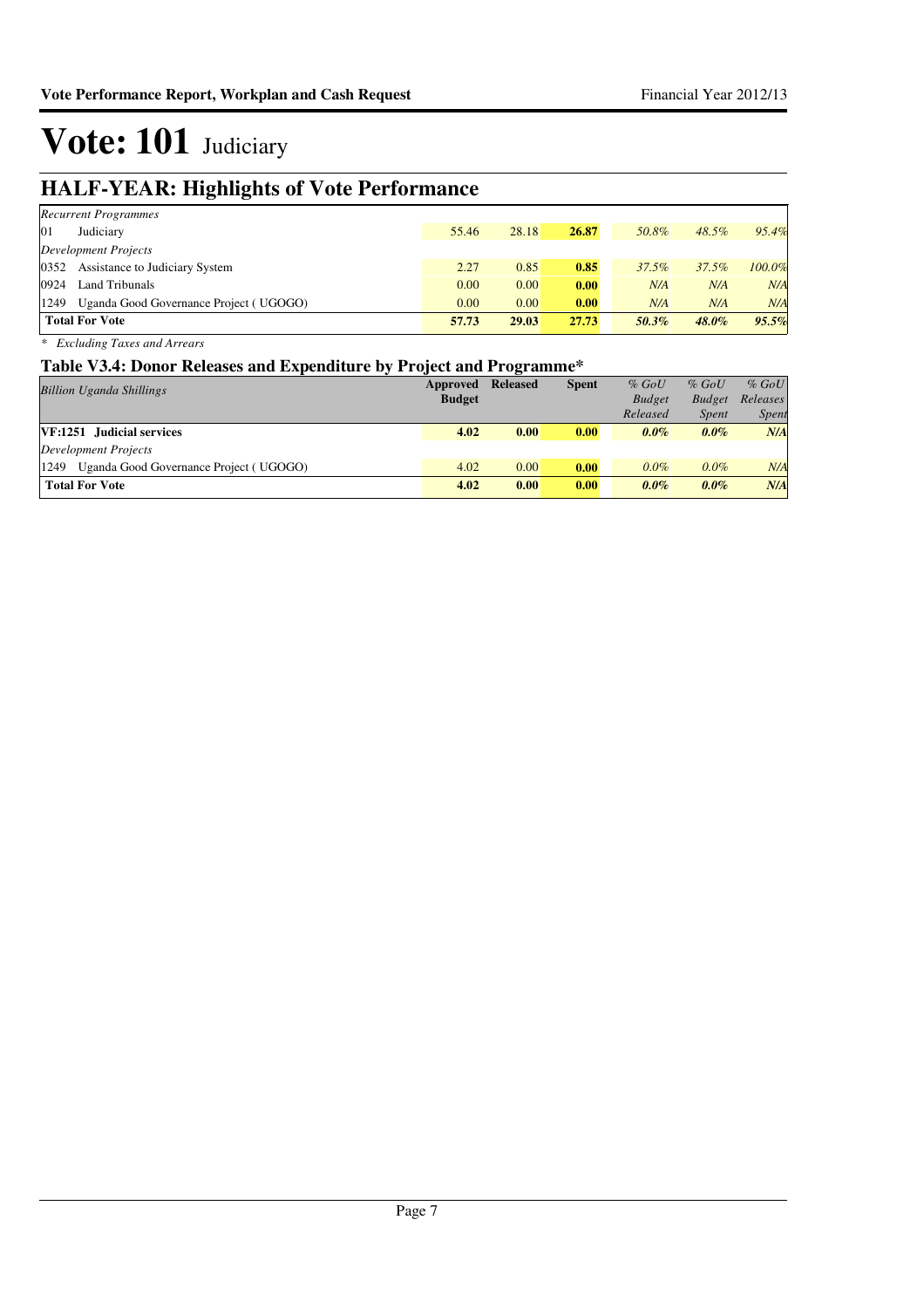# Vote: 101 Judiciary

## HALF-YEAR: Highlights of Vote Performance

| | | | | | | |
|---|---|---|---|---|---|---|
| *Recurrent Programmes* | | | | | | |
| 01 Judiciary | 55.46 | 28.18 | **26.87** | *50.8%* | *48.5%* | *95.4%* |
| *Development Projects* | | | | | | |
| 0352 Assistance to Judiciary System | 2.27 | 0.85 | **0.85** | *37.5%* | *37.5%* | *100.0%* |
| 0924 Land Tribunals | 0.00 | 0.00 | **0.00** | *N/A* | *N/A* | *N/A* |
| 1249 Uganda Good Governance Project ( UGOGO) | 0.00 | 0.00 | **0.00** | *N/A* | *N/A* | *N/A* |
| **Total For Vote** | **57.73** | **29.03** | **27.73** | ***50.3%*** | ***48.0%*** | ***95.5%*** |

*\* Excluding Taxes and Arrears*

### Table V3.4: Donor Releases and Expenditure by Project and Programme*

| *Billion Uganda Shillings* | Approved Budget | Released | Spent | *% GoU Budget Released* | *% GoU Budget Spent* | *% GoU Releases Spent* |
|---|---|---|---|---|---|---|
| **VF:1251 Judicial services** | **4.02** | **0.00** | **0.00** | ***0.0%*** | ***0.0%*** | ***N/A*** |
| *Development Projects* | | | | | | |
| 1249 Uganda Good Governance Project ( UGOGO) | 4.02 | 0.00 | **0.00** | *0.0%* | *0.0%* | *N/A* |
| **Total For Vote** | **4.02** | **0.00** | **0.00** | ***0.0%*** | ***0.0%*** | ***N/A*** |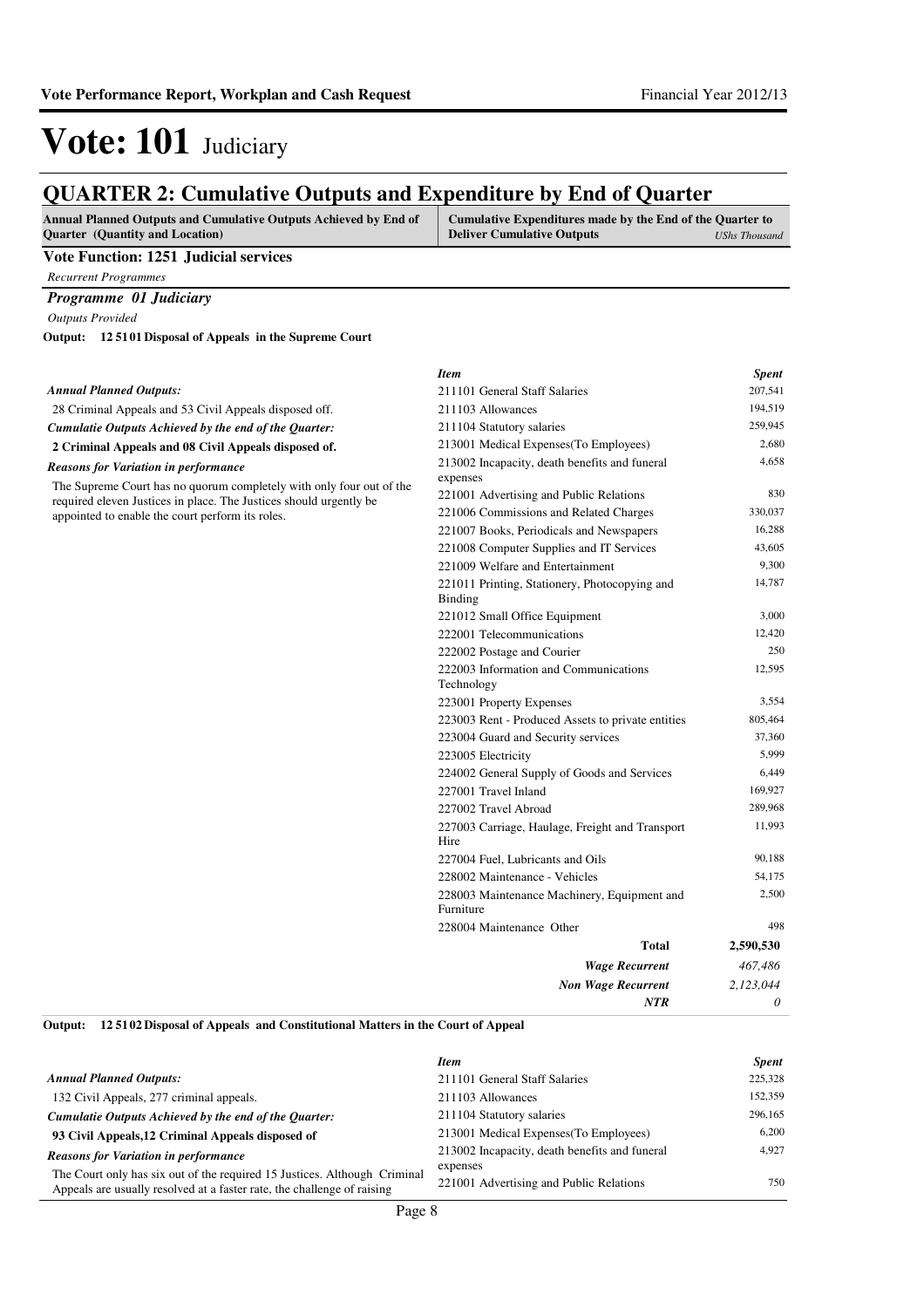# Vote: 101 Judiciary

## QUARTER 2: Cumulative Outputs and Expenditure by End of Quarter

| Annual Planned Outputs and Cumulative Outputs Achieved by End of Quarter (Quantity and Location) | Cumulative Expenditures made by the End of the Quarter to Deliver Cumulative Outputs *UShs Thousand* |
|---|---|

**Vote Function: 1251 Judicial services**

*Recurrent Programmes*

***Programme 01 Judiciary***

*Outputs Provided*

**Output: 12 51 01 Disposal of Appeals in the Supreme Court**

***Annual Planned Outputs:***

28 Criminal Appeals and 53 Civil Appeals disposed off.

***Cumulatie Outputs Achieved by the end of the Quarter:***

**2 Criminal Appeals and 08 Civil Appeals disposed of.**

***Reasons for Variation in performance***

The Supreme Court has no quorum completely with only four out of the required eleven Justices in place. The Justices should urgently be appointed to enable the court perform its roles.

| *Item* | *Spent* |
|---|---|
| 211101 General Staff Salaries | 207,541 |
| 211103 Allowances | 194,519 |
| 211104 Statutory salaries | 259,945 |
| 213001 Medical Expenses(To Employees) | 2,680 |
| 213002 Incapacity, death benefits and funeral expenses | 4,658 |
| 221001 Advertising and Public Relations | 830 |
| 221006 Commissions and Related Charges | 330,037 |
| 221007 Books, Periodicals and Newspapers | 16,288 |
| 221008 Computer Supplies and IT Services | 43,605 |
| 221009 Welfare and Entertainment | 9,300 |
| 221011 Printing, Stationery, Photocopying and Binding | 14,787 |
| 221012 Small Office Equipment | 3,000 |
| 222001 Telecommunications | 12,420 |
| 222002 Postage and Courier | 250 |
| 222003 Information and Communications Technology | 12,595 |
| 223001 Property Expenses | 3,554 |
| 223003 Rent - Produced Assets to private entities | 805,464 |
| 223004 Guard and Security services | 37,360 |
| 223005 Electricity | 5,999 |
| 224002 General Supply of Goods and Services | 6,449 |
| 227001 Travel Inland | 169,927 |
| 227002 Travel Abroad | 289,968 |
| 227003 Carriage, Haulage, Freight and Transport Hire | 11,993 |
| 227004 Fuel, Lubricants and Oils | 90,188 |
| 228002 Maintenance - Vehicles | 54,175 |
| 228003 Maintenance Machinery, Equipment and Furniture | 2,500 |
| 228004 Maintenance Other | 498 |
| **Total** | **2,590,530** |
| ***Wage Recurrent*** | *467,486* |
| ***Non Wage Recurrent*** | *2,123,044* |
| ***NTR*** | *0* |

**Output: 12 51 02 Disposal of Appeals and Constitutional Matters in the Court of Appeal**

***Annual Planned Outputs:***

132 Civil Appeals, 277 criminal appeals.

***Cumulative Outputs Achieved by the end of the Quarter:***

**93 Civil Appeals,12 Criminal Appeals disposed of**

***Reasons for Variation in performance***

The Court only has six out of the required 15 Justices. Although Criminal Appeals are usually resolved at a faster rate, the challenge of raising

| *Item* | *Spent* |
|---|---|
| 211101 General Staff Salaries | 225,328 |
| 211103 Allowances | 152,359 |
| 211104 Statutory salaries | 296,165 |
| 213001 Medical Expenses(To Employees) | 6,200 |
| 213002 Incapacity, death benefits and funeral expenses | 4,927 |
| 221001 Advertising and Public Relations | 750 |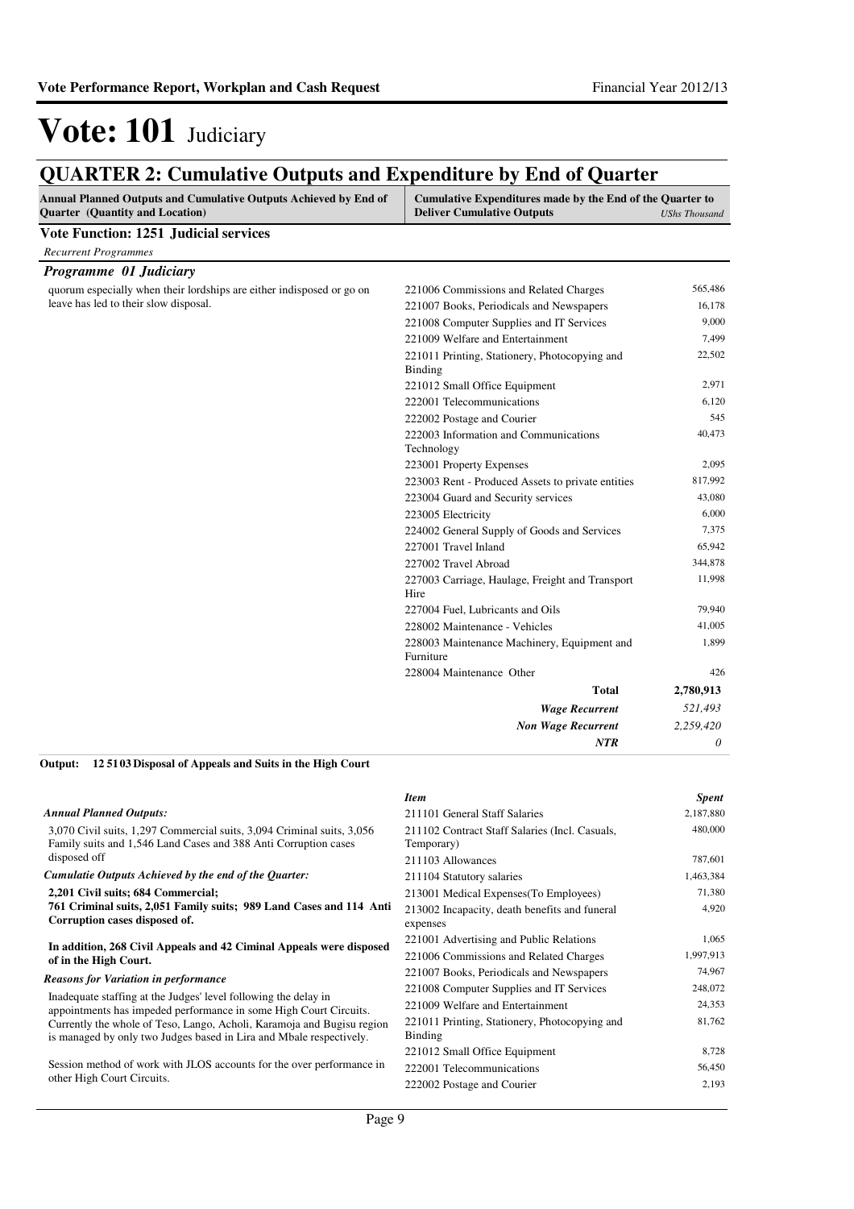# Vote: 101 Judiciary

## QUARTER 2: Cumulative Outputs and Expenditure by End of Quarter

| Annual Planned Outputs and Cumulative Outputs Achieved by End of Quarter (Quantity and Location) | Cumulative Expenditures made by the End of the Quarter to Deliver Cumulative Outputs | *UShs Thousand* |
|---|---|---|

**Vote Function: 1251 Judicial services**

*Recurrent Programmes*

***Programme 01 Judiciary***

quorum especially when their lordships are either indisposed or go on leave has led to their slow disposal.

| Item | Spent |
|---|---|
| 221006 Commissions and Related Charges | 565,486 |
| 221007 Books, Periodicals and Newspapers | 16,178 |
| 221008 Computer Supplies and IT Services | 9,000 |
| 221009 Welfare and Entertainment | 7,499 |
| 221011 Printing, Stationery, Photocopying and Binding | 22,502 |
| 221012 Small Office Equipment | 2,971 |
| 222001 Telecommunications | 6,120 |
| 222002 Postage and Courier | 545 |
| 222003 Information and Communications Technology | 40,473 |
| 223001 Property Expenses | 2,095 |
| 223003 Rent - Produced Assets to private entities | 817,992 |
| 223004 Guard and Security services | 43,080 |
| 223005 Electricity | 6,000 |
| 224002 General Supply of Goods and Services | 7,375 |
| 227001 Travel Inland | 65,942 |
| 227002 Travel Abroad | 344,878 |
| 227003 Carriage, Haulage, Freight and Transport Hire | 11,998 |
| 227004 Fuel, Lubricants and Oils | 79,940 |
| 228002 Maintenance - Vehicles | 41,005 |
| 228003 Maintenance Machinery, Equipment and Furniture | 1,899 |
| 228004 Maintenance Other | 426 |
| **Total** | **2,780,913** |
| ***Wage Recurrent*** | *521,493* |
| ***Non Wage Recurrent*** | *2,259,420* |
| ***NTR*** | *0* |

**Output: 12 51 03 Disposal of Appeals and Suits in the High Court**

*Annual Planned Outputs:*

3,070 Civil suits, 1,297 Commercial suits, 3,094 Criminal suits, 3,056 Family suits and 1,546 Land Cases and 388 Anti Corruption cases disposed off

*Cumulatie Outputs Achieved by the end of the Quarter:*

**2,201 Civil suits; 684 Commercial;**
**761 Criminal suits, 2,051 Family suits; 989 Land Cases and 114 Anti Corruption cases disposed of.**

**In addition, 268 Civil Appeals and 42 Ciminal Appeals were disposed of in the High Court.**

*Reasons for Variation in performance*

Inadequate staffing at the Judges' level following the delay in appointments has impeded performance in some High Court Circuits. Currently the whole of Teso, Lango, Acholi, Karamoja and Bugisu region is managed by only two Judges based in Lira and Mbale respectively.

Session method of work with JLOS accounts for the over performance in other High Court Circuits.

| *Item* | *Spent* |
|---|---|
| 211101 General Staff Salaries | 2,187,880 |
| 211102 Contract Staff Salaries (Incl. Casuals, Temporary) | 480,000 |
| 211103 Allowances | 787,601 |
| 211104 Statutory salaries | 1,463,384 |
| 213001 Medical Expenses(To Employees) | 71,380 |
| 213002 Incapacity, death benefits and funeral expenses | 4,920 |
| 221001 Advertising and Public Relations | 1,065 |
| 221006 Commissions and Related Charges | 1,997,913 |
| 221007 Books, Periodicals and Newspapers | 74,967 |
| 221008 Computer Supplies and IT Services | 248,072 |
| 221009 Welfare and Entertainment | 24,353 |
| 221011 Printing, Stationery, Photocopying and Binding | 81,762 |
| 221012 Small Office Equipment | 8,728 |
| 222001 Telecommunications | 56,450 |
| 222002 Postage and Courier | 2,193 |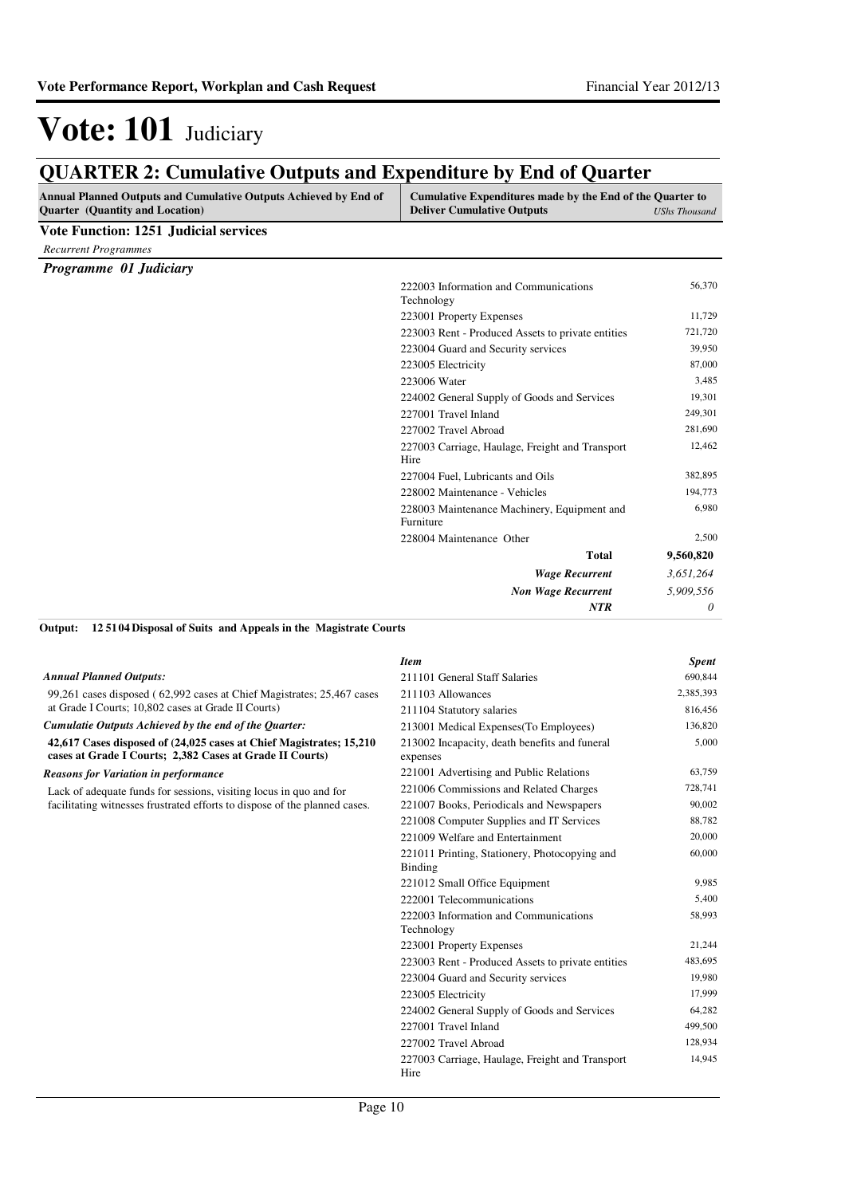# Vote: 101 Judiciary

## QUARTER 2: Cumulative Outputs and Expenditure by End of Quarter

| Annual Planned Outputs and Cumulative Outputs Achieved by End of Quarter (Quantity and Location) | Cumulative Expenditures made by the End of the Quarter to Deliver Cumulative Outputs | UShs Thousand |
|---|---|---|

**Vote Function: 1251 Judicial services**

*Recurrent Programmes*

***Programme 01 Judiciary***

| Item | Spent |
|---|---|
| 222003 Information and Communications Technology | 56,370 |
| 223001 Property Expenses | 11,729 |
| 223003 Rent - Produced Assets to private entities | 721,720 |
| 223004 Guard and Security services | 39,950 |
| 223005 Electricity | 87,000 |
| 223006 Water | 3,485 |
| 224002 General Supply of Goods and Services | 19,301 |
| 227001 Travel Inland | 249,301 |
| 227002 Travel Abroad | 281,690 |
| 227003 Carriage, Haulage, Freight and Transport Hire | 12,462 |
| 227004 Fuel, Lubricants and Oils | 382,895 |
| 228002 Maintenance - Vehicles | 194,773 |
| 228003 Maintenance Machinery, Equipment and Furniture | 6,980 |
| 228004 Maintenance Other | 2,500 |
| **Total** | **9,560,820** |
| ***Wage Recurrent*** | *3,651,264* |
| ***Non Wage Recurrent*** | *5,909,556* |
| ***NTR*** | *0* |

**Output: 12 51 04 Disposal of Suits and Appeals in the Magistrate Courts**

***Annual Planned Outputs:***

99,261 cases disposed ( 62,992 cases at Chief Magistrates; 25,467 cases at Grade I Courts; 10,802 cases at Grade II Courts)

***Cumulatie Outputs Achieved by the end of the Quarter:***

**42,617 Cases disposed of (24,025 cases at Chief Magistrates; 15,210 cases at Grade I Courts; 2,382 Cases at Grade II Courts)**

***Reasons for Variation in performance***

Lack of adequate funds for sessions, visiting locus in quo and for facilitating witnesses frustrated efforts to dispose of the planned cases.

| *Item* | *Spent* |
|---|---|
| 211101 General Staff Salaries | 690,844 |
| 211103 Allowances | 2,385,393 |
| 211104 Statutory salaries | 816,456 |
| 213001 Medical Expenses(To Employees) | 136,820 |
| 213002 Incapacity, death benefits and funeral expenses | 5,000 |
| 221001 Advertising and Public Relations | 63,759 |
| 221006 Commissions and Related Charges | 728,741 |
| 221007 Books, Periodicals and Newspapers | 90,002 |
| 221008 Computer Supplies and IT Services | 88,782 |
| 221009 Welfare and Entertainment | 20,000 |
| 221011 Printing, Stationery, Photocopying and Binding | 60,000 |
| 221012 Small Office Equipment | 9,985 |
| 222001 Telecommunications | 5,400 |
| 222003 Information and Communications Technology | 58,993 |
| 223001 Property Expenses | 21,244 |
| 223003 Rent - Produced Assets to private entities | 483,695 |
| 223004 Guard and Security services | 19,980 |
| 223005 Electricity | 17,999 |
| 224002 General Supply of Goods and Services | 64,282 |
| 227001 Travel Inland | 499,500 |
| 227002 Travel Abroad | 128,934 |
| 227003 Carriage, Haulage, Freight and Transport Hire | 14,945 |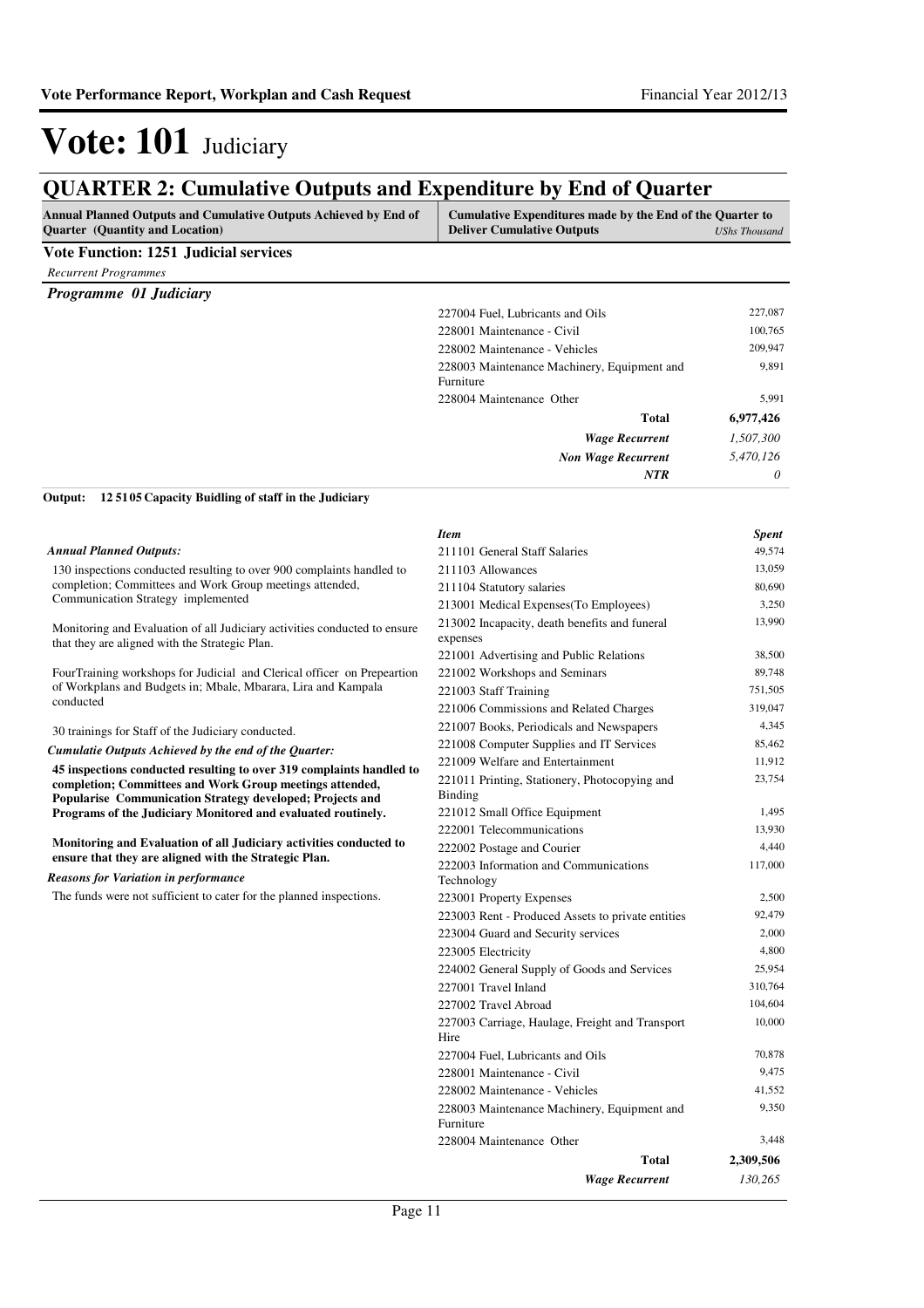# Vote: 101 Judiciary

## QUARTER 2: Cumulative Outputs and Expenditure by End of Quarter

| Annual Planned Outputs and Cumulative Outputs Achieved by End of Quarter (Quantity and Location) | Cumulative Expenditures made by the End of the Quarter to Deliver Cumulative Outputs | *UShs Thousand* |
|---|---|---|

**Vote Function: 1251 Judicial services**

*Recurrent Programmes*

***Programme 01 Judiciary***

| Item | Spent |
|---|---|
| 227004 Fuel, Lubricants and Oils | 227,087 |
| 228001 Maintenance - Civil | 100,765 |
| 228002 Maintenance - Vehicles | 209,947 |
| 228003 Maintenance Machinery, Equipment and Furniture | 9,891 |
| 228004 Maintenance Other | 5,991 |
| **Total** | **6,977,426** |
| ***Wage Recurrent*** | *1,507,300* |
| ***Non Wage Recurrent*** | *5,470,126* |
| ***NTR*** | *0* |

**Output: 12 5105 Capacity Buidling of staff in the Judiciary**

*Annual Planned Outputs:*

130 inspections conducted resulting to over 900 complaints handled to completion; Committees and Work Group meetings attended, Communication Strategy implemented

Monitoring and Evaluation of all Judiciary activities conducted to ensure that they are aligned with the Strategic Plan.

FourTraining workshops for Judicial and Clerical officer on Prepeartion of Workplans and Budgets in; Mbale, Mbarara, Lira and Kampala conducted

30 trainings for Staff of the Judiciary conducted.

*Cumulatie Outputs Achieved by the end of the Quarter:*

**45 inspections conducted resulting to over 319 complaints handled to completion; Committees and Work Group meetings attended, Popularise Communication Strategy developed; Projects and Programs of the Judiciary Monitored and evaluated routinely.**

**Monitoring and Evaluation of all Judiciary activities conducted to ensure that they are aligned with the Strategic Plan.**

*Reasons for Variation in performance*

The funds were not sufficient to cater for the planned inspections.

| *Item* | *Spent* |
|---|---|
| 211101 General Staff Salaries | 49,574 |
| 211103 Allowances | 13,059 |
| 211104 Statutory salaries | 80,690 |
| 213001 Medical Expenses(To Employees) | 3,250 |
| 213002 Incapacity, death benefits and funeral expenses | 13,990 |
| 221001 Advertising and Public Relations | 38,500 |
| 221002 Workshops and Seminars | 89,748 |
| 221003 Staff Training | 751,505 |
| 221006 Commissions and Related Charges | 319,047 |
| 221007 Books, Periodicals and Newspapers | 4,345 |
| 221008 Computer Supplies and IT Services | 85,462 |
| 221009 Welfare and Entertainment | 11,912 |
| 221011 Printing, Stationery, Photocopying and Binding | 23,754 |
| 221012 Small Office Equipment | 1,495 |
| 222001 Telecommunications | 13,930 |
| 222002 Postage and Courier | 4,440 |
| 222003 Information and Communications Technology | 117,000 |
| 223001 Property Expenses | 2,500 |
| 223003 Rent - Produced Assets to private entities | 92,479 |
| 223004 Guard and Security services | 2,000 |
| 223005 Electricity | 4,800 |
| 224002 General Supply of Goods and Services | 25,954 |
| 227001 Travel Inland | 310,764 |
| 227002 Travel Abroad | 104,604 |
| 227003 Carriage, Haulage, Freight and Transport Hire | 10,000 |
| 227004 Fuel, Lubricants and Oils | 70,878 |
| 228001 Maintenance - Civil | 9,475 |
| 228002 Maintenance - Vehicles | 41,552 |
| 228003 Maintenance Machinery, Equipment and Furniture | 9,350 |
| 228004 Maintenance Other | 3,448 |
| **Total** | **2,309,506** |
| ***Wage Recurrent*** | *130,265* |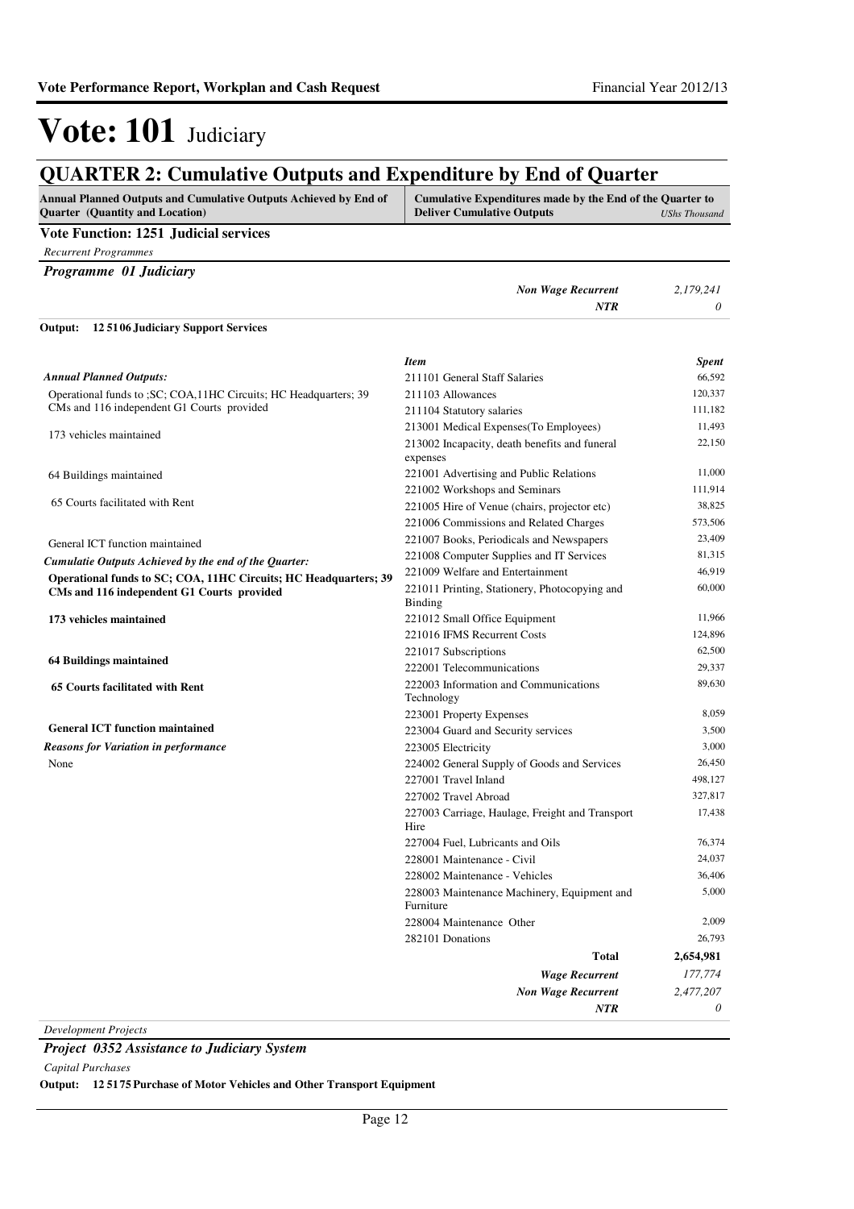# Vote: 101 Judiciary

## QUARTER 2: Cumulative Outputs and Expenditure by End of Quarter

| Annual Planned Outputs and Cumulative Outputs Achieved by End of Quarter (Quantity and Location) | Cumulative Expenditures made by the End of the Quarter to Deliver Cumulative Outputs | *UShs Thousand* |
|---|---|---|

**Vote Function: 1251 Judicial services**

*Recurrent Programmes*

***Programme 01 Judiciary***

| | |
|---|---|
| *Non Wage Recurrent* | *2,179,241* |
| *NTR* | *0* |

**Output: 12 5106 Judiciary Support Services**

*Annual Planned Outputs:*

Operational funds to ;SC; COA,11HC Circuits; HC Headquarters; 39 CMs and 116 independent G1 Courts provided

173 vehicles maintained

64 Buildings maintained

65 Courts facilitated with Rent

General ICT function maintained

*Cumulatie Outputs Achieved by the end of the Quarter:*

**Operational funds to SC; COA, 11HC Circuits; HC Headquarters; 39 CMs and 116 independent G1 Courts provided**

**173 vehicles maintained**

**64 Buildings maintained**

**65 Courts facilitated with Rent**

**General ICT function maintained**

*Reasons for Variation in performance*

None

| *Item* | *Spent* |
|---|---|
| 211101 General Staff Salaries | 66,592 |
| 211103 Allowances | 120,337 |
| 211104 Statutory salaries | 111,182 |
| 213001 Medical Expenses(To Employees) | 11,493 |
| 213002 Incapacity, death benefits and funeral expenses | 22,150 |
| 221001 Advertising and Public Relations | 11,000 |
| 221002 Workshops and Seminars | 111,914 |
| 221005 Hire of Venue (chairs, projector etc) | 38,825 |
| 221006 Commissions and Related Charges | 573,506 |
| 221007 Books, Periodicals and Newspapers | 23,409 |
| 221008 Computer Supplies and IT Services | 81,315 |
| 221009 Welfare and Entertainment | 46,919 |
| 221011 Printing, Stationery, Photocopying and Binding | 60,000 |
| 221012 Small Office Equipment | 11,966 |
| 221016 IFMS Recurrent Costs | 124,896 |
| 221017 Subscriptions | 62,500 |
| 222001 Telecommunications | 29,337 |
| 222003 Information and Communications Technology | 89,630 |
| 223001 Property Expenses | 8,059 |
| 223004 Guard and Security services | 3,500 |
| 223005 Electricity | 3,000 |
| 224002 General Supply of Goods and Services | 26,450 |
| 227001 Travel Inland | 498,127 |
| 227002 Travel Abroad | 327,817 |
| 227003 Carriage, Haulage, Freight and Transport Hire | 17,438 |
| 227004 Fuel, Lubricants and Oils | 76,374 |
| 228001 Maintenance - Civil | 24,037 |
| 228002 Maintenance - Vehicles | 36,406 |
| 228003 Maintenance Machinery, Equipment and Furniture | 5,000 |
| 228004 Maintenance Other | 2,009 |
| 282101 Donations | 26,793 |
| **Total** | **2,654,981** |
| *Wage Recurrent* | *177,774* |
| *Non Wage Recurrent* | *2,477,207* |
| *NTR* | *0* |

*Development Projects*

***Project 0352 Assistance to Judiciary System***

*Capital Purchases*

**Output: 12 5175 Purchase of Motor Vehicles and Other Transport Equipment**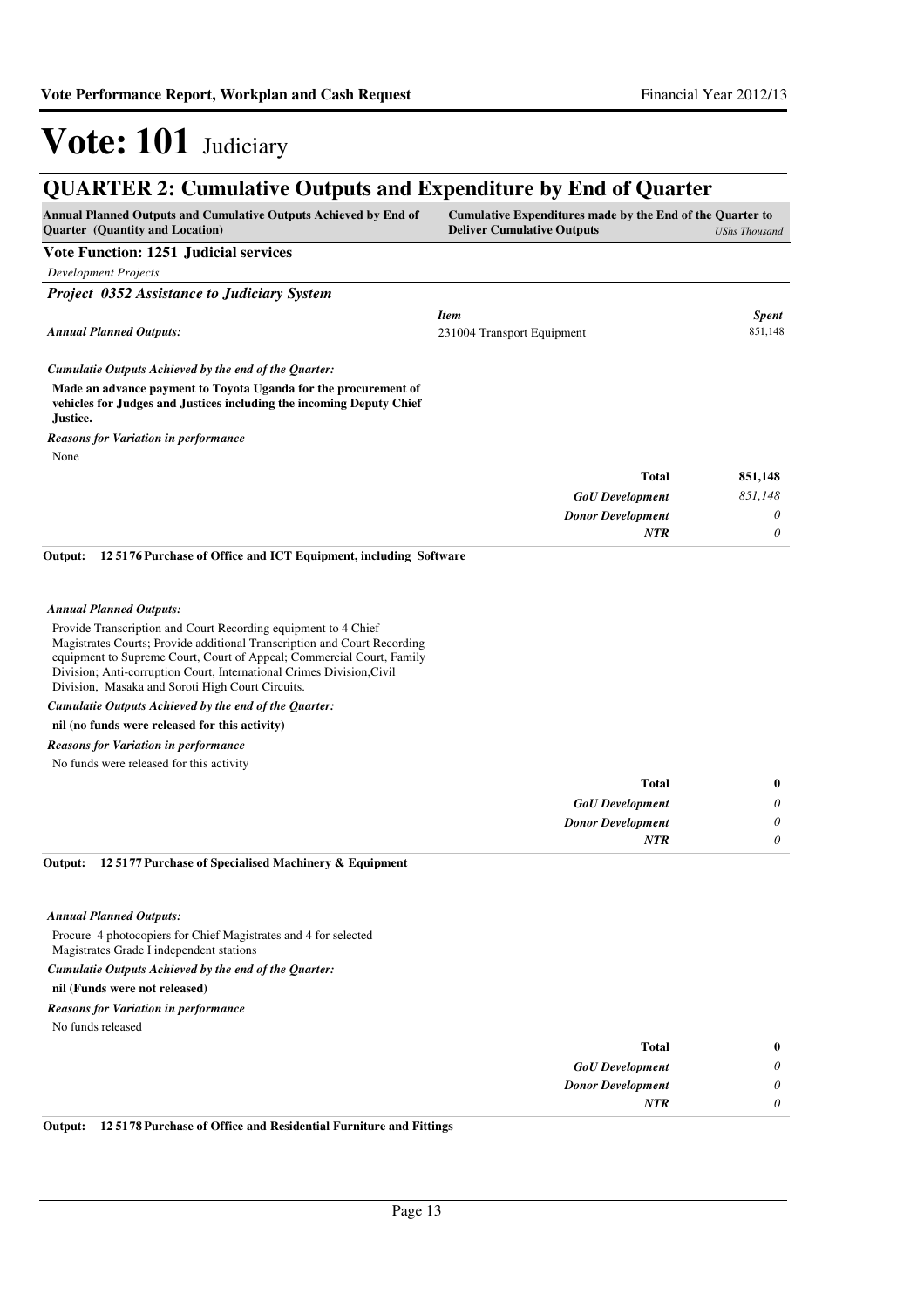# Vote: 101 Judiciary

## QUARTER 2: Cumulative Outputs and Expenditure by End of Quarter

| Annual Planned Outputs and Cumulative Outputs Achieved by End of Quarter (Quantity and Location) | Cumulative Expenditures made by the End of the Quarter to Deliver Cumulative Outputs | *UShs Thousand* |
|---|---|---|

**Vote Function: 1251 Judicial services**

*Development Projects*

***Project 0352 Assistance to Judiciary System***

***Annual Planned Outputs:***

| *Item* | *Spent* |
|---|---|
| 231004 Transport Equipment | 851,148 |

***Cumulatie Outputs Achieved by the end of the Quarter:***

**Made an advance payment to Toyota Uganda for the procurement of vehicles for Judges and Justices including the incoming Deputy Chief Justice.**

***Reasons for Variation in performance***

None

| | |
|---|---|
| **Total** | **851,148** |
| ***GoU Development*** | *851,148* |
| ***Donor Development*** | *0* |
| ***NTR*** | *0* |

**Output: 12 5176 Purchase of Office and ICT Equipment, including Software**

***Annual Planned Outputs:***

Provide Transcription and Court Recording equipment to 4 Chief Magistrates Courts; Provide additional Transcription and Court Recording equipment to Supreme Court, Court of Appeal; Commercial Court, Family Division; Anti-corruption Court, International Crimes Division,Civil Division, Masaka and Soroti High Court Circuits.

***Cumulatie Outputs Achieved by the end of the Quarter:***

**nil (no funds were released for this activity)**

***Reasons for Variation in performance***

No funds were released for this activity

| | |
|---|---|
| **Total** | **0** |
| ***GoU Development*** | *0* |
| ***Donor Development*** | *0* |
| ***NTR*** | *0* |

**Output: 12 5177 Purchase of Specialised Machinery & Equipment**

***Annual Planned Outputs:***

Procure 4 photocopiers for Chief Magistrates and 4 for selected Magistrates Grade I independent stations

***Cumulatie Outputs Achieved by the end of the Quarter:***

**nil (Funds were not released)**

***Reasons for Variation in performance***

No funds released

| | |
|---|---|
| **Total** | **0** |
| ***GoU Development*** | *0* |
| ***Donor Development*** | *0* |
| ***NTR*** | *0* |

**Output: 12 5178 Purchase of Office and Residential Furniture and Fittings**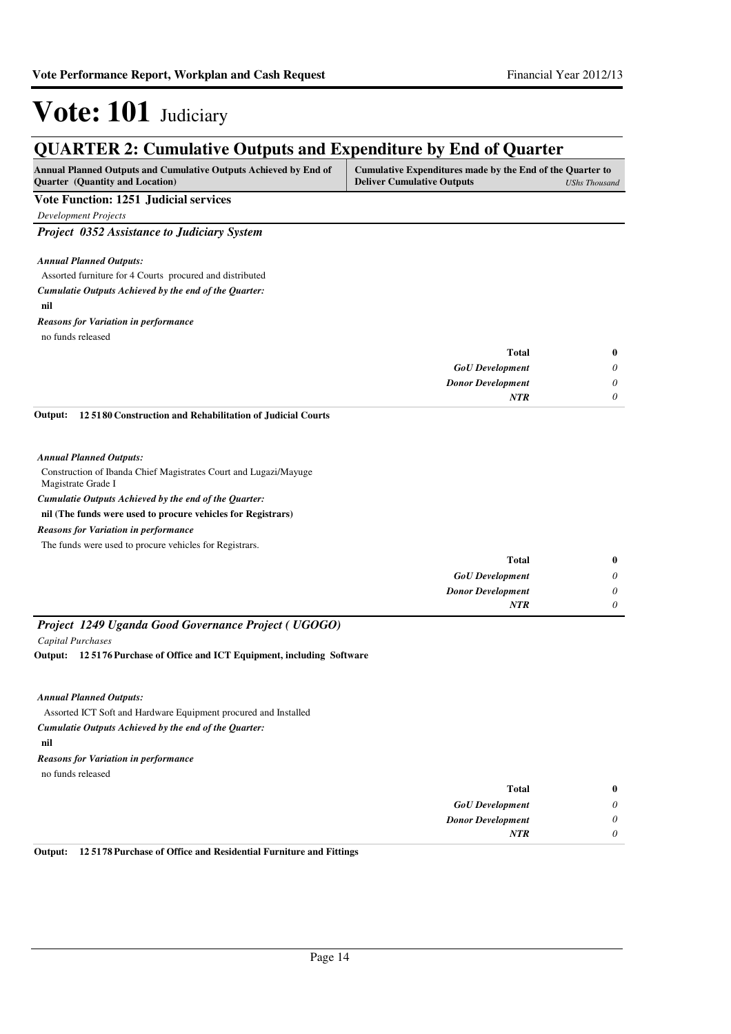# Vote: 101 Judiciary

## QUARTER 2: Cumulative Outputs and Expenditure by End of Quarter

| Annual Planned Outputs and Cumulative Outputs Achieved by End of Quarter (Quantity and Location) | Cumulative Expenditures made by the End of the Quarter to Deliver Cumulative Outputs *UShs Thousand* |
|---|---|

**Vote Function: 1251 Judicial services**

*Development Projects*

***Project 0352 Assistance to Judiciary System***

***Annual Planned Outputs:***

Assorted furniture for 4 Courts procured and distributed

***Cumulatie Outputs Achieved by the end of the Quarter:***

**nil**

***Reasons for Variation in performance***

no funds released

| | |
|---|---|
| **Total** | **0** |
| ***GoU Development*** | *0* |
| ***Donor Development*** | *0* |
| ***NTR*** | *0* |

**Output: 12 5180 Construction and Rehabilitation of Judicial Courts**

***Annual Planned Outputs:***

Construction of Ibanda Chief Magistrates Court and Lugazi/Mayuge Magistrate Grade I

***Cumulatie Outputs Achieved by the end of the Quarter:***

**nil (The funds were used to procure vehicles for Registrars)**

***Reasons for Variation in performance***

The funds were used to procure vehicles for Registrars.

| | |
|---|---|
| **Total** | **0** |
| ***GoU Development*** | *0* |
| ***Donor Development*** | *0* |
| ***NTR*** | *0* |

***Project 1249 Uganda Good Governance Project ( UGOGO)***

*Capital Purchases*

**Output: 12 5176 Purchase of Office and ICT Equipment, including Software**

***Annual Planned Outputs:***

Assorted ICT Soft and Hardware Equipment procured and Installed

***Cumulatie Outputs Achieved by the end of the Quarter:***

**nil**

***Reasons for Variation in performance***

no funds released

| | |
|---|---|
| **Total** | **0** |
| ***GoU Development*** | *0* |
| ***Donor Development*** | *0* |
| ***NTR*** | *0* |

**Output: 12 5178 Purchase of Office and Residential Furniture and Fittings**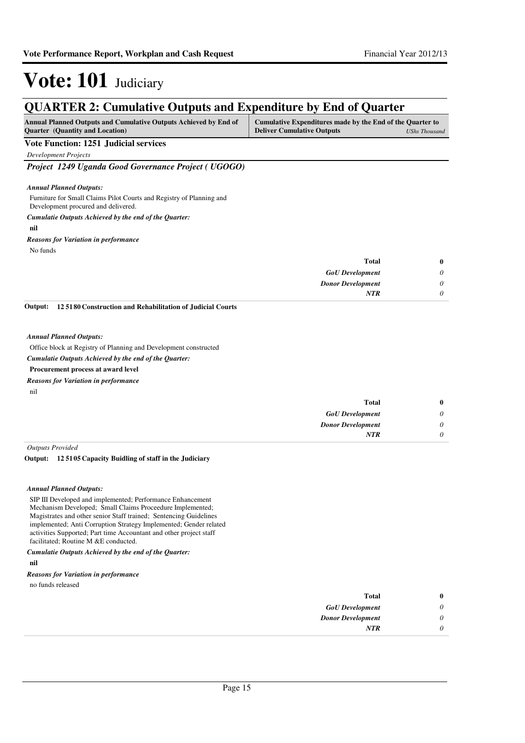# Vote: 101 Judiciary

## QUARTER 2: Cumulative Outputs and Expenditure by End of Quarter

| Annual Planned Outputs and Cumulative Outputs Achieved by End of Quarter (Quantity and Location) | Cumulative Expenditures made by the End of the Quarter to Deliver Cumulative Outputs | *UShs Thousand* |
|---|---|---|

**Vote Function: 1251 Judicial services**

*Development Projects*

### *Project 1249 Uganda Good Governance Project ( UGOGO)*

***Annual Planned Outputs:***

Furniture for Small Claims Pilot Courts and Registry of Planning and Development procured and delivered.

***Cumulatie Outputs Achieved by the end of the Quarter:***

**nil**

***Reasons for Variation in performance***

No funds

| | |
|---|---|
| **Total** | **0** |
| *GoU Development* | *0* |
| *Donor Development* | *0* |
| *NTR* | *0* |

**Output: 12 5180 Construction and Rehabilitation of Judicial Courts**

***Annual Planned Outputs:***

Office block at Registry of Planning and Development constructed

***Cumulatie Outputs Achieved by the end of the Quarter:***

**Procurement process at award level**

***Reasons for Variation in performance***

nil

| | |
|---|---|
| **Total** | **0** |
| *GoU Development* | *0* |
| *Donor Development* | *0* |
| *NTR* | *0* |

*Outputs Provided*

**Output: 12 5105 Capacity Buidling of staff in the Judiciary**

***Annual Planned Outputs:***

SIP III Developed and implemented; Performance Enhancement Mechanism Developed; Small Claims Proceedure Implemented; Magistrates and other senior Staff trained; Sentencing Guidelines implemented; Anti Corruption Strategy Implemented; Gender related activities Supported; Part time Accountant and other project staff facilitated; Routine M &E conducted.

***Cumulatie Outputs Achieved by the end of the Quarter:***

**nil**

***Reasons for Variation in performance***

no funds released

| | |
|---|---|
| **Total** | **0** |
| *GoU Development* | *0* |
| *Donor Development* | *0* |
| *NTR* | *0* |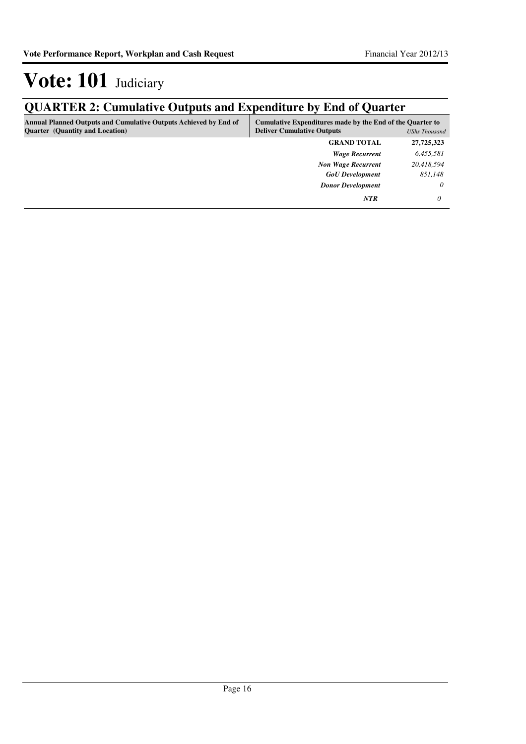# Vote: 101 Judiciary

## QUARTER 2: Cumulative Outputs and Expenditure by End of Quarter

| Annual Planned Outputs and Cumulative Outputs Achieved by End of Quarter (Quantity and Location) | Cumulative Expenditures made by the End of the Quarter to Deliver Cumulative Outputs | *UShs Thousand* |
|---|---|---|
| | **GRAND TOTAL** | **27,725,323** |
| | ***Wage Recurrent*** | *6,455,581* |
| | ***Non Wage Recurrent*** | *20,418,594* |
| | ***GoU Development*** | *851,148* |
| | ***Donor Development*** | *0* |
| | ***NTR*** | *0* |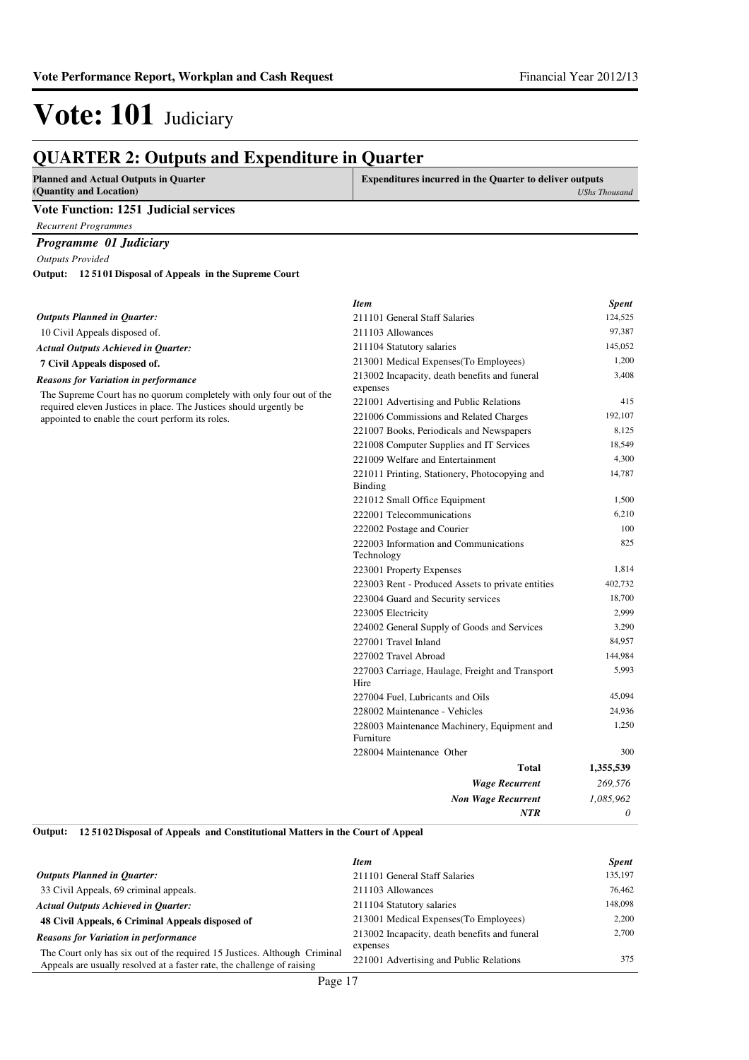# Vote: 101 Judiciary

## QUARTER 2: Outputs and Expenditure in Quarter

| Planned and Actual Outputs in Quarter (Quantity and Location) | Expenditures incurred in the Quarter to deliver outputs *UShs Thousand* |
|---|---|

### Vote Function: 1251 Judicial services

*Recurrent Programmes*

#### *Programme 01 Judiciary*

*Outputs Provided*

**Output: 12 51 01 Disposal of Appeals in the Supreme Court**

***Outputs Planned in Quarter:***

10 Civil Appeals disposed of.

***Actual Outputs Achieved in Quarter:***

**7 Civil Appeals disposed of.**

***Reasons for Variation in performance***

The Supreme Court has no quorum completely with only four out of the required eleven Justices in place. The Justices should urgently be appointed to enable the court perform its roles.

| *Item* | *Spent* |
|---|---|
| 211101 General Staff Salaries | 124,525 |
| 211103 Allowances | 97,387 |
| 211104 Statutory salaries | 145,052 |
| 213001 Medical Expenses(To Employees) | 1,200 |
| 213002 Incapacity, death benefits and funeral expenses | 3,408 |
| 221001 Advertising and Public Relations | 415 |
| 221006 Commissions and Related Charges | 192,107 |
| 221007 Books, Periodicals and Newspapers | 8,125 |
| 221008 Computer Supplies and IT Services | 18,549 |
| 221009 Welfare and Entertainment | 4,300 |
| 221011 Printing, Stationery, Photocopying and Binding | 14,787 |
| 221012 Small Office Equipment | 1,500 |
| 222001 Telecommunications | 6,210 |
| 222002 Postage and Courier | 100 |
| 222003 Information and Communications Technology | 825 |
| 223001 Property Expenses | 1,814 |
| 223003 Rent - Produced Assets to private entities | 402,732 |
| 223004 Guard and Security services | 18,700 |
| 223005 Electricity | 2,999 |
| 224002 General Supply of Goods and Services | 3,290 |
| 227001 Travel Inland | 84,957 |
| 227002 Travel Abroad | 144,984 |
| 227003 Carriage, Haulage, Freight and Transport Hire | 5,993 |
| 227004 Fuel, Lubricants and Oils | 45,094 |
| 228002 Maintenance - Vehicles | 24,936 |
| 228003 Maintenance Machinery, Equipment and Furniture | 1,250 |
| 228004 Maintenance Other | 300 |
| **Total** | **1,355,539** |
| ***Wage Recurrent*** | *269,576* |
| ***Non Wage Recurrent*** | *1,085,962* |
| ***NTR*** | *0* |

**Output: 12 51 02 Disposal of Appeals and Constitutional Matters in the Court of Appeal**

***Outputs Planned in Quarter:***

33 Civil Appeals, 69 criminal appeals.

***Actual Outputs Achieved in Quarter:***

**48 Civil Appeals, 6 Criminal Appeals disposed of**

***Reasons for Variation in performance***

The Court only has six out of the required 15 Justices. Although Criminal Appeals are usually resolved at a faster rate, the challenge of raising

| *Item* | *Spent* |
|---|---|
| 211101 General Staff Salaries | 135,197 |
| 211103 Allowances | 76,462 |
| 211104 Statutory salaries | 148,098 |
| 213001 Medical Expenses(To Employees) | 2,200 |
| 213002 Incapacity, death benefits and funeral expenses | 2,700 |
| 221001 Advertising and Public Relations | 375 |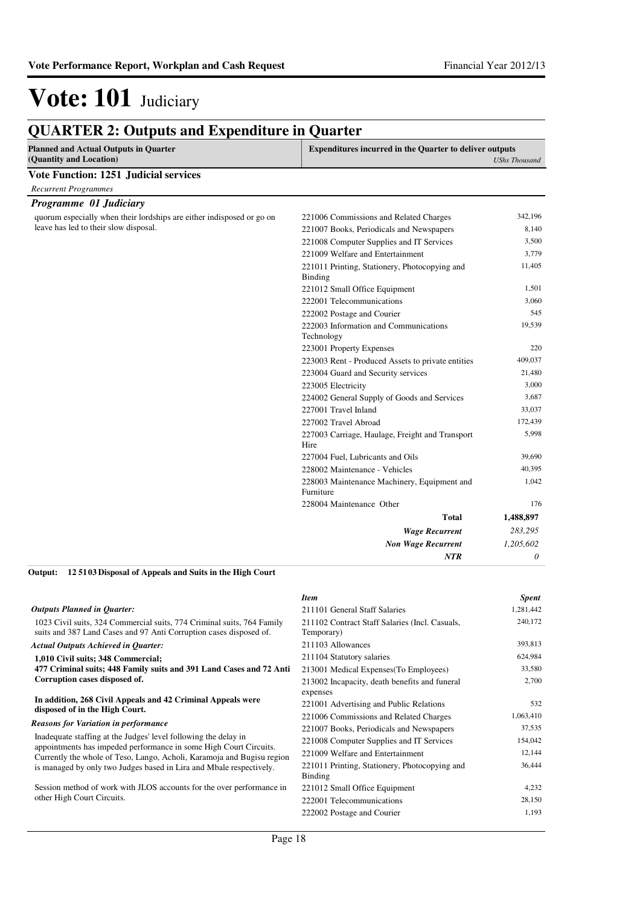# Vote: 101 Judiciary

## QUARTER 2: Outputs and Expenditure in Quarter

| Planned and Actual Outputs in Quarter (Quantity and Location) | Expenditures incurred in the Quarter to deliver outputs | *UShs Thousand* |
|---|---|---|

**Vote Function: 1251 Judicial services**

*Recurrent Programmes*

***Programme 01 Judiciary***

quorum especially when their lordships are either indisposed or go on leave has led to their slow disposal.

| Item | Spent |
|---|---|
| 221006 Commissions and Related Charges | 342,196 |
| 221007 Books, Periodicals and Newspapers | 8,140 |
| 221008 Computer Supplies and IT Services | 3,500 |
| 221009 Welfare and Entertainment | 3,779 |
| 221011 Printing, Stationery, Photocopying and Binding | 11,405 |
| 221012 Small Office Equipment | 1,501 |
| 222001 Telecommunications | 3,060 |
| 222002 Postage and Courier | 545 |
| 222003 Information and Communications Technology | 19,539 |
| 223001 Property Expenses | 220 |
| 223003 Rent - Produced Assets to private entities | 409,037 |
| 223004 Guard and Security services | 21,480 |
| 223005 Electricity | 3,000 |
| 224002 General Supply of Goods and Services | 3,687 |
| 227001 Travel Inland | 33,037 |
| 227002 Travel Abroad | 172,439 |
| 227003 Carriage, Haulage, Freight and Transport Hire | 5,998 |
| 227004 Fuel, Lubricants and Oils | 39,690 |
| 228002 Maintenance - Vehicles | 40,395 |
| 228003 Maintenance Machinery, Equipment and Furniture | 1,042 |
| 228004 Maintenance Other | 176 |
| **Total** | **1,488,897** |
| ***Wage Recurrent*** | *283,295* |
| ***Non Wage Recurrent*** | *1,205,602* |
| ***NTR*** | *0* |

**Output: 12 51 03 Disposal of Appeals and Suits in the High Court**

*Outputs Planned in Quarter:*

1023 Civil suits, 324 Commercial suits, 774 Criminal suits, 764 Family suits and 387 Land Cases and 97 Anti Corruption cases disposed of.

*Actual Outputs Achieved in Quarter:*

**1,010 Civil suits; 348 Commercial;**
**477 Criminal suits; 448 Family suits and 391 Land Cases and 72 Anti Corruption cases disposed of.**

**In addition, 268 Civil Appeals and 42 Criminal Appeals were disposed of in the High Court.**

*Reasons for Variation in performance*

Inadequate staffing at the Judges' level following the delay in appointments has impeded performance in some High Court Circuits. Currently the whole of Teso, Lango, Acholi, Karamoja and Bugisu region is managed by only two Judges based in Lira and Mbale respectively.

Session method of work with JLOS accounts for the over performance in other High Court Circuits.

| *Item* | *Spent* |
|---|---|
| 211101 General Staff Salaries | 1,281,442 |
| 211102 Contract Staff Salaries (Incl. Casuals, Temporary) | 240,172 |
| 211103 Allowances | 393,813 |
| 211104 Statutory salaries | 624,984 |
| 213001 Medical Expenses(To Employees) | 33,580 |
| 213002 Incapacity, death benefits and funeral expenses | 2,700 |
| 221001 Advertising and Public Relations | 532 |
| 221006 Commissions and Related Charges | 1,063,410 |
| 221007 Books, Periodicals and Newspapers | 37,535 |
| 221008 Computer Supplies and IT Services | 154,042 |
| 221009 Welfare and Entertainment | 12,144 |
| 221011 Printing, Stationery, Photocopying and Binding | 36,444 |
| 221012 Small Office Equipment | 4,232 |
| 222001 Telecommunications | 28,150 |
| 222002 Postage and Courier | 1,193 |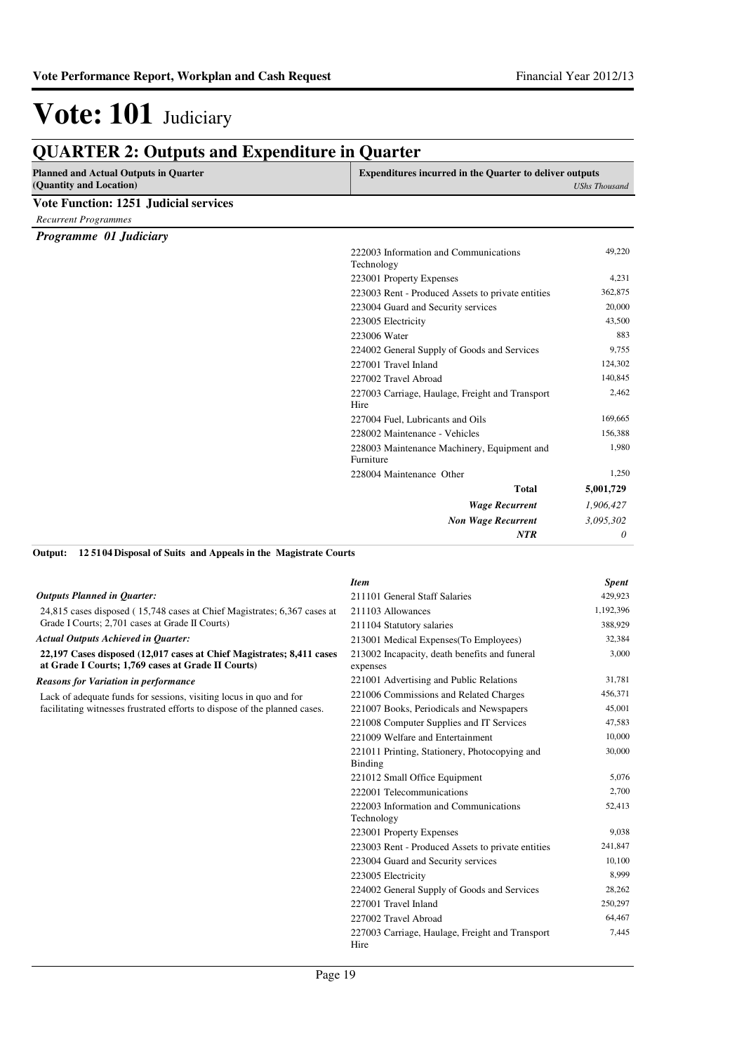# Vote: 101 Judiciary

## QUARTER 2: Outputs and Expenditure in Quarter

| Planned and Actual Outputs in Quarter (Quantity and Location) | Expenditures incurred in the Quarter to deliver outputs | UShs Thousand |
|---|---|---|

**Vote Function: 1251 Judicial services**

*Recurrent Programmes*

***Programme 01 Judiciary***

| Item | Spent |
|---|---|
| 222003 Information and Communications Technology | 49,220 |
| 223001 Property Expenses | 4,231 |
| 223003 Rent - Produced Assets to private entities | 362,875 |
| 223004 Guard and Security services | 20,000 |
| 223005 Electricity | 43,500 |
| 223006 Water | 883 |
| 224002 General Supply of Goods and Services | 9,755 |
| 227001 Travel Inland | 124,302 |
| 227002 Travel Abroad | 140,845 |
| 227003 Carriage, Haulage, Freight and Transport Hire | 2,462 |
| 227004 Fuel, Lubricants and Oils | 169,665 |
| 228002 Maintenance - Vehicles | 156,388 |
| 228003 Maintenance Machinery, Equipment and Furniture | 1,980 |
| 228004 Maintenance Other | 1,250 |
| **Total** | **5,001,729** |
| ***Wage Recurrent*** | *1,906,427* |
| ***Non Wage Recurrent*** | *3,095,302* |
| ***NTR*** | *0* |

**Output: 12 5104 Disposal of Suits and Appeals in the Magistrate Courts**

***Outputs Planned in Quarter:***

24,815 cases disposed ( 15,748 cases at Chief Magistrates; 6,367 cases at Grade I Courts; 2,701 cases at Grade II Courts)

***Actual Outputs Achieved in Quarter:***

**22,197 Cases disposed (12,017 cases at Chief Magistrates; 8,411 cases at Grade I Courts; 1,769 cases at Grade II Courts)**

***Reasons for Variation in performance***

Lack of adequate funds for sessions, visiting locus in quo and for facilitating witnesses frustrated efforts to dispose of the planned cases.

| *Item* | *Spent* |
|---|---|
| 211101 General Staff Salaries | 429,923 |
| 211103 Allowances | 1,192,396 |
| 211104 Statutory salaries | 388,929 |
| 213001 Medical Expenses(To Employees) | 32,384 |
| 213002 Incapacity, death benefits and funeral expenses | 3,000 |
| 221001 Advertising and Public Relations | 31,781 |
| 221006 Commissions and Related Charges | 456,371 |
| 221007 Books, Periodicals and Newspapers | 45,001 |
| 221008 Computer Supplies and IT Services | 47,583 |
| 221009 Welfare and Entertainment | 10,000 |
| 221011 Printing, Stationery, Photocopying and Binding | 30,000 |
| 221012 Small Office Equipment | 5,076 |
| 222001 Telecommunications | 2,700 |
| 222003 Information and Communications Technology | 52,413 |
| 223001 Property Expenses | 9,038 |
| 223003 Rent - Produced Assets to private entities | 241,847 |
| 223004 Guard and Security services | 10,100 |
| 223005 Electricity | 8,999 |
| 224002 General Supply of Goods and Services | 28,262 |
| 227001 Travel Inland | 250,297 |
| 227002 Travel Abroad | 64,467 |
| 227003 Carriage, Haulage, Freight and Transport Hire | 7,445 |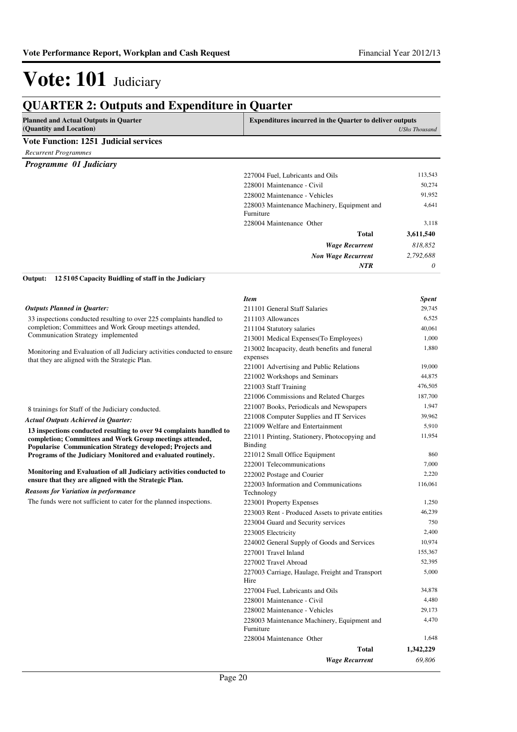# Vote: 101 Judiciary

## QUARTER 2: Outputs and Expenditure in Quarter

| Planned and Actual Outputs in Quarter (Quantity and Location) | Expenditures incurred in the Quarter to deliver outputs | UShs Thousand |
|---|---|---|

**Vote Function: 1251 Judicial services**

*Recurrent Programmes*

***Programme 01 Judiciary***

| Item | Spent |
|---|---|
| 227004 Fuel, Lubricants and Oils | 113,543 |
| 228001 Maintenance - Civil | 50,274 |
| 228002 Maintenance - Vehicles | 91,952 |
| 228003 Maintenance Machinery, Equipment and Furniture | 4,641 |
| 228004 Maintenance Other | 3,118 |
| **Total** | **3,611,540** |
| ***Wage Recurrent*** | *818,852* |
| ***Non Wage Recurrent*** | *2,792,688* |
| ***NTR*** | *0* |

**Output: 12 51 05 Capacity Buidling of staff in the Judiciary**

*Outputs Planned in Quarter:*

33 inspections conducted resulting to over 225 complaints handled to completion; Committees and Work Group meetings attended, Communication Strategy implemented

Monitoring and Evaluation of all Judiciary activities conducted to ensure that they are aligned with the Strategic Plan.

8 trainings for Staff of the Judiciary conducted.

*Actual Outputs Achieved in Quarter:*

**13 inspections conducted resulting to over 94 complaints handled to completion; Committees and Work Group meetings attended, Popularise Communication Strategy developed; Projects and Programs of the Judiciary Monitored and evaluated routinely.**

**Monitoring and Evaluation of all Judiciary activities conducted to ensure that they are aligned with the Strategic Plan.**

*Reasons for Variation in performance*

The funds were not sufficient to cater for the planned inspections.

| Item | Spent |
|---|---|
| 211101 General Staff Salaries | 29,745 |
| 211103 Allowances | 6,525 |
| 211104 Statutory salaries | 40,061 |
| 213001 Medical Expenses(To Employees) | 1,000 |
| 213002 Incapacity, death benefits and funeral expenses | 1,880 |
| 221001 Advertising and Public Relations | 19,000 |
| 221002 Workshops and Seminars | 44,875 |
| 221003 Staff Training | 476,505 |
| 221006 Commissions and Related Charges | 187,700 |
| 221007 Books, Periodicals and Newspapers | 1,947 |
| 221008 Computer Supplies and IT Services | 39,962 |
| 221009 Welfare and Entertainment | 5,910 |
| 221011 Printing, Stationery, Photocopying and Binding | 11,954 |
| 221012 Small Office Equipment | 860 |
| 222001 Telecommunications | 7,000 |
| 222002 Postage and Courier | 2,220 |
| 222003 Information and Communications Technology | 116,061 |
| 223001 Property Expenses | 1,250 |
| 223003 Rent - Produced Assets to private entities | 46,239 |
| 223004 Guard and Security services | 750 |
| 223005 Electricity | 2,400 |
| 224002 General Supply of Goods and Services | 10,974 |
| 227001 Travel Inland | 155,367 |
| 227002 Travel Abroad | 52,395 |
| 227003 Carriage, Haulage, Freight and Transport Hire | 5,000 |
| 227004 Fuel, Lubricants and Oils | 34,878 |
| 228001 Maintenance - Civil | 4,480 |
| 228002 Maintenance - Vehicles | 29,173 |
| 228003 Maintenance Machinery, Equipment and Furniture | 4,470 |
| 228004 Maintenance Other | 1,648 |
| **Total** | **1,342,229** |
| ***Wage Recurrent*** | *69,806* |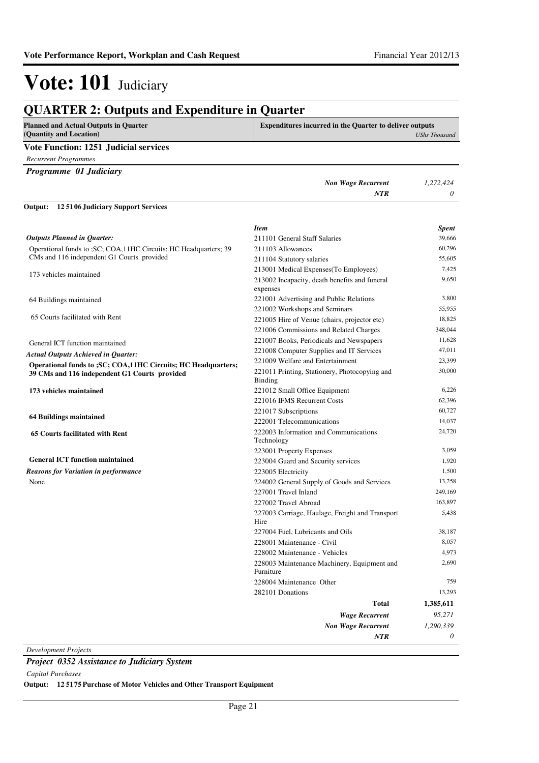# Vote: 101 Judiciary

## QUARTER 2: Outputs and Expenditure in Quarter

| Planned and Actual Outputs in Quarter (Quantity and Location) | Expenditures incurred in the Quarter to deliver outputs | UShs Thousand |
|---|---|---|

### Vote Function: 1251 Judicial services

*Recurrent Programmes*

***Programme 01 Judiciary***

| | |
|---|---|
| *Non Wage Recurrent* | *1,272,424* |
| *NTR* | *0* |

**Output: 12 5106 Judiciary Support Services**

***Outputs Planned in Quarter:***

Operational funds to ;SC; COA,11HC Circuits; HC Headquarters; 39 CMs and 116 independent G1 Courts provided

173 vehicles maintained

64 Buildings maintained

65 Courts facilitated with Rent

General ICT function maintained

***Actual Outputs Achieved in Quarter:***

**Operational funds to ;SC; COA,11HC Circuits; HC Headquarters; 39 CMs and 116 independent G1 Courts provided**

**173 vehicles maintained**

**64 Buildings maintained**

**65 Courts facilitated with Rent**

**General ICT function maintained**

***Reasons for Variation in performance***

None

| *Item* | *Spent* |
|---|---|
| 211101 General Staff Salaries | 39,666 |
| 211103 Allowances | 60,296 |
| 211104 Statutory salaries | 55,605 |
| 213001 Medical Expenses(To Employees) | 7,425 |
| 213002 Incapacity, death benefits and funeral expenses | 9,650 |
| 221001 Advertising and Public Relations | 3,800 |
| 221002 Workshops and Seminars | 55,955 |
| 221005 Hire of Venue (chairs, projector etc) | 18,825 |
| 221006 Commissions and Related Charges | 348,044 |
| 221007 Books, Periodicals and Newspapers | 11,628 |
| 221008 Computer Supplies and IT Services | 47,011 |
| 221009 Welfare and Entertainment | 23,399 |
| 221011 Printing, Stationery, Photocopying and Binding | 30,000 |
| 221012 Small Office Equipment | 6,226 |
| 221016 IFMS Recurrent Costs | 62,396 |
| 221017 Subscriptions | 60,727 |
| 222001 Telecommunications | 14,037 |
| 222003 Information and Communications Technology | 24,720 |
| 223001 Property Expenses | 3,059 |
| 223004 Guard and Security services | 1,920 |
| 223005 Electricity | 1,500 |
| 224002 General Supply of Goods and Services | 13,258 |
| 227001 Travel Inland | 249,169 |
| 227002 Travel Abroad | 163,897 |
| 227003 Carriage, Haulage, Freight and Transport Hire | 5,438 |
| 227004 Fuel, Lubricants and Oils | 38,187 |
| 228001 Maintenance - Civil | 8,057 |
| 228002 Maintenance - Vehicles | 4,973 |
| 228003 Maintenance Machinery, Equipment and Furniture | 2,690 |
| 228004 Maintenance Other | 759 |
| 282101 Donations | 13,293 |
| **Total** | **1,385,611** |
| *Wage Recurrent* | *95,271* |
| *Non Wage Recurrent* | *1,290,339* |
| *NTR* | *0* |

*Development Projects*

***Project 0352 Assistance to Judiciary System***

*Capital Purchases*

**Output: 12 5175 Purchase of Motor Vehicles and Other Transport Equipment**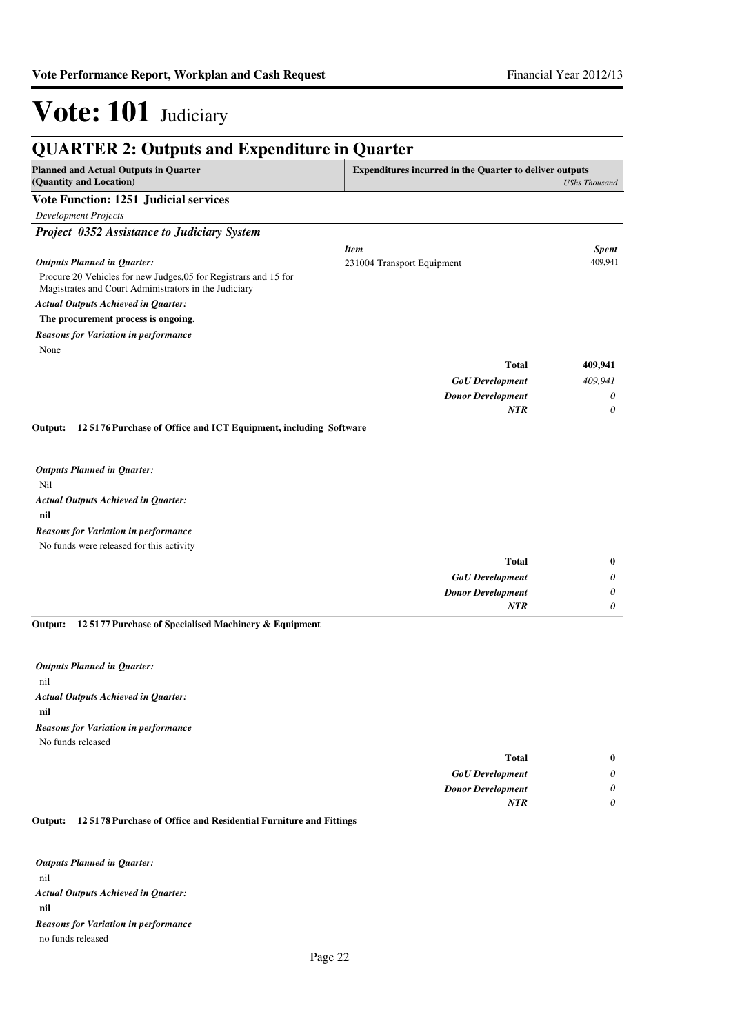# Vote: 101 Judiciary

## QUARTER 2: Outputs and Expenditure in Quarter

| Planned and Actual Outputs in Quarter (Quantity and Location) | Expenditures incurred in the Quarter to deliver outputs | *UShs Thousand* |
|---|---|---|

### Vote Function: 1251 Judicial services

*Development Projects*

#### *Project 0352 Assistance to Judiciary System*

*Outputs Planned in Quarter:*

Procure 20 Vehicles for new Judges,05 for Registrars and 15 for Magistrates and Court Administrators in the Judiciary

*Actual Outputs Achieved in Quarter:*

**The procurement process is ongoing.**

*Reasons for Variation in performance*

None

| *Item* | *Spent* |
|---|---|
| 231004 Transport Equipment | 409,941 |
| **Total** | **409,941** |
| *GoU Development* | *409,941* |
| *Donor Development* | *0* |
| *NTR* | *0* |

**Output: 12 5176 Purchase of Office and ICT Equipment, including Software**

*Outputs Planned in Quarter:*

Nil

*Actual Outputs Achieved in Quarter:*

**nil**

*Reasons for Variation in performance*

No funds were released for this activity

| | |
|---|---|
| **Total** | **0** |
| *GoU Development* | *0* |
| *Donor Development* | *0* |
| *NTR* | *0* |

**Output: 12 5177 Purchase of Specialised Machinery & Equipment**

*Outputs Planned in Quarter:*

nil

*Actual Outputs Achieved in Quarter:*

**nil**

*Reasons for Variation in performance*

No funds released

| | |
|---|---|
| **Total** | **0** |
| *GoU Development* | *0* |
| *Donor Development* | *0* |
| *NTR* | *0* |

**Output: 12 5178 Purchase of Office and Residential Furniture and Fittings**

*Outputs Planned in Quarter:*

nil

*Actual Outputs Achieved in Quarter:*

**nil**

*Reasons for Variation in performance*

no funds released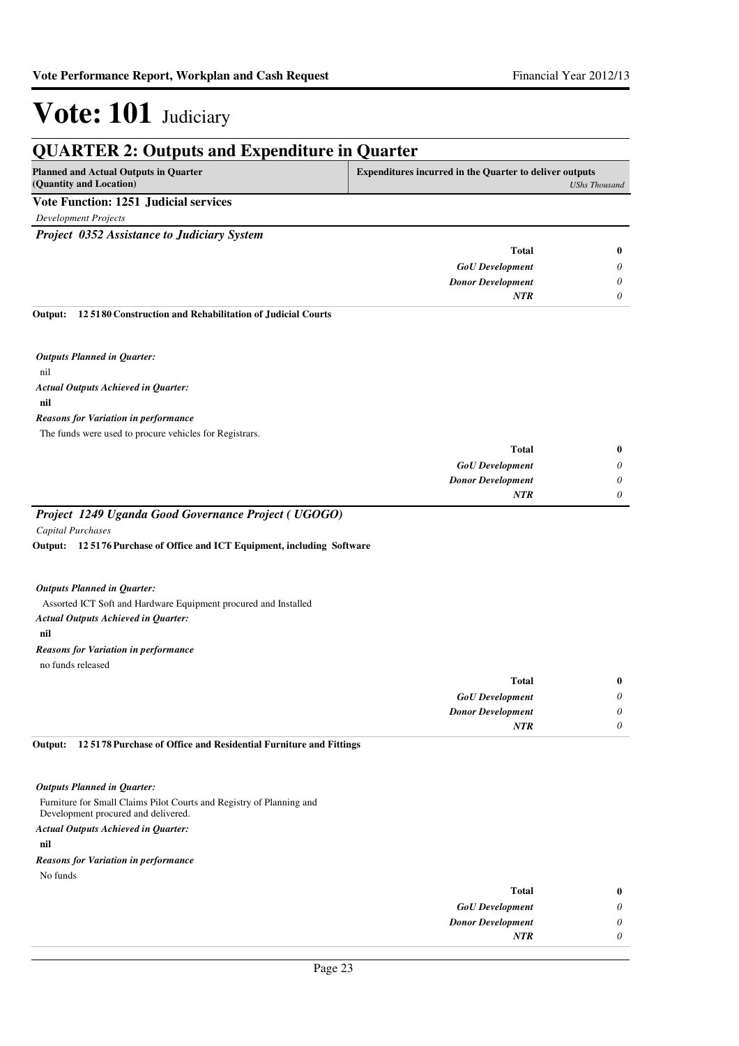# Vote: 101 Judiciary

## QUARTER 2: Outputs and Expenditure in Quarter

| Planned and Actual Outputs in Quarter (Quantity and Location) | Expenditures incurred in the Quarter to deliver outputs | *UShs Thousand* |
|---|---|---|

### Vote Function: 1251 Judicial services

*Development Projects*

#### *Project 0352 Assistance to Judiciary System*

| | |
|---|---|
| **Total** | **0** |
| *GoU Development* | *0* |
| *Donor Development* | *0* |
| *NTR* | *0* |

**Output: 12 5180 Construction and Rehabilitation of Judicial Courts**

***Outputs Planned in Quarter:***

nil

***Actual Outputs Achieved in Quarter:***

**nil**

***Reasons for Variation in performance***

The funds were used to procure vehicles for Registrars.

| | |
|---|---|
| **Total** | **0** |
| *GoU Development* | *0* |
| *Donor Development* | *0* |
| *NTR* | *0* |

#### *Project 1249 Uganda Good Governance Project ( UGOGO)*

*Capital Purchases*

**Output: 12 5176 Purchase of Office and ICT Equipment, including Software**

***Outputs Planned in Quarter:***

Assorted ICT Soft and Hardware Equipment procured and Installed

***Actual Outputs Achieved in Quarter:***

**nil**

***Reasons for Variation in performance***

no funds released

| | |
|---|---|
| **Total** | **0** |
| *GoU Development* | *0* |
| *Donor Development* | *0* |
| *NTR* | *0* |

**Output: 12 5178 Purchase of Office and Residential Furniture and Fittings**

***Outputs Planned in Quarter:***

Furniture for Small Claims Pilot Courts and Registry of Planning and Development procured and delivered.

***Actual Outputs Achieved in Quarter:***

**nil**

***Reasons for Variation in performance***

No funds

| | |
|---|---|
| **Total** | **0** |
| *GoU Development* | *0* |
| *Donor Development* | *0* |
| *NTR* | *0* |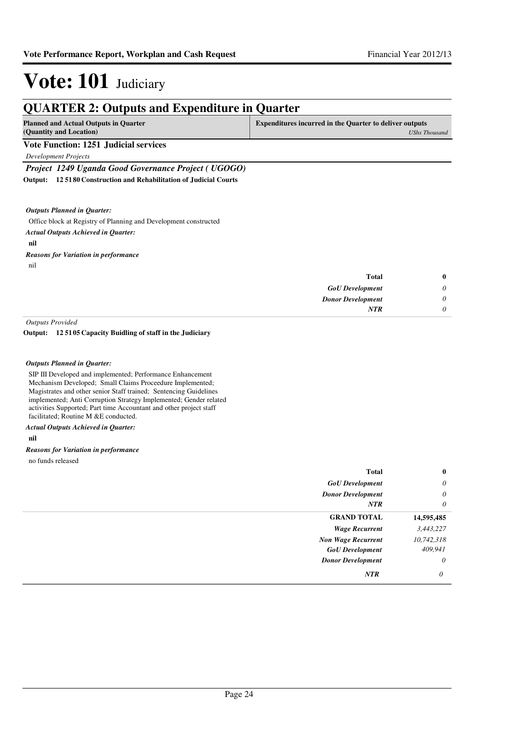# Vote: 101 Judiciary

## QUARTER 2: Outputs and Expenditure in Quarter

| Planned and Actual Outputs in Quarter (Quantity and Location) | Expenditures incurred in the Quarter to deliver outputs | *UShs Thousand* |
|---|---|---|

**Vote Function: 1251 Judicial services**

*Development Projects*

***Project 1249 Uganda Good Governance Project ( UGOGO)***

**Output: 12 5180 Construction and Rehabilitation of Judicial Courts**

***Outputs Planned in Quarter:***

Office block at Registry of Planning and Development constructed

***Actual Outputs Achieved in Quarter:***

**nil**

***Reasons for Variation in performance***

nil

| | |
|---|---|
| **Total** | **0** |
| *GoU Development* | *0* |
| *Donor Development* | *0* |
| *NTR* | *0* |

*Outputs Provided*

**Output: 12 5105 Capacity Buidling of staff in the Judiciary**

***Outputs Planned in Quarter:***

SIP III Developed and implemented; Performance Enhancement Mechanism Developed; Small Claims Proceedure Implemented; Magistrates and other senior Staff trained; Sentencing Guidelines implemented; Anti Corruption Strategy Implemented; Gender related activities Supported; Part time Accountant and other project staff facilitated; Routine M &E conducted.

***Actual Outputs Achieved in Quarter:***

**nil**

***Reasons for Variation in performance***

no funds released

| | |
|---|---|
| **Total** | **0** |
| *GoU Development* | *0* |
| *Donor Development* | *0* |
| *NTR* | *0* |

| | |
|---|---|
| **GRAND TOTAL** | **14,595,485** |
| *Wage Recurrent* | *3,443,227* |
| *Non Wage Recurrent* | *10,742,318* |
| *GoU Development* | *409,941* |
| *Donor Development* | *0* |
| *NTR* | *0* |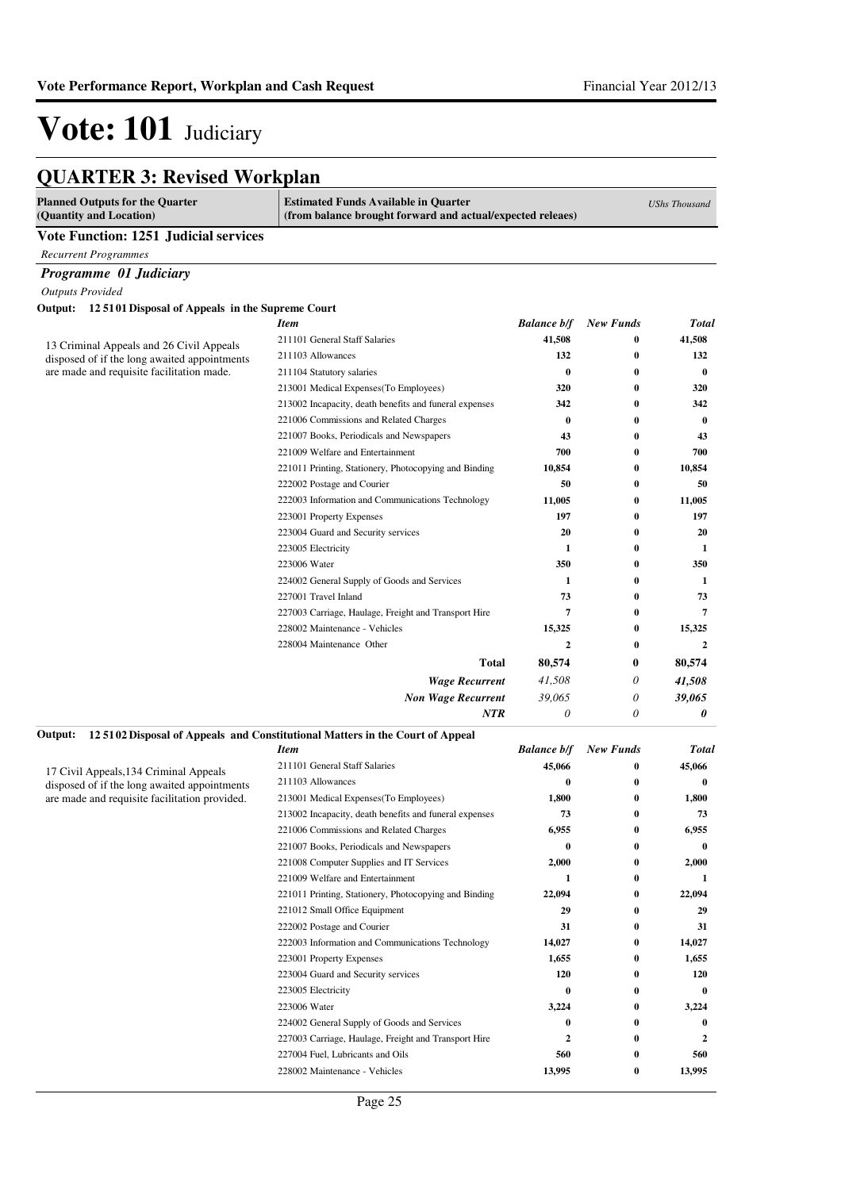# Vote: 101 Judiciary

## QUARTER 3: Revised Workplan

| Planned Outputs for the Quarter (Quantity and Location) | Estimated Funds Available in Quarter (from balance brought forward and actual/expected releaes) | | | *UShs Thousand* |
|---|---|---|---|---|

### Vote Function: 1251 Judicial services

*Recurrent Programmes*

#### *Programme 01 Judiciary*

*Outputs Provided*

**Output: 12 51 01 Disposal of Appeals in the Supreme Court**

| Planned Outputs | *Item* | *Balance b/f* | *New Funds* | *Total* |
|---|---|---|---|---|
| 13 Criminal Appeals and 26 Civil Appeals disposed of if the long awaited appointments are made and requisite facilitation made. | 211101 General Staff Salaries | **41,508** | **0** | **41,508** |
| | 211103 Allowances | **132** | **0** | **132** |
| | 211104 Statutory salaries | **0** | **0** | **0** |
| | 213001 Medical Expenses(To Employees) | **320** | **0** | **320** |
| | 213002 Incapacity, death benefits and funeral expenses | **342** | **0** | **342** |
| | 221006 Commissions and Related Charges | **0** | **0** | **0** |
| | 221007 Books, Periodicals and Newspapers | **43** | **0** | **43** |
| | 221009 Welfare and Entertainment | **700** | **0** | **700** |
| | 221011 Printing, Stationery, Photocopying and Binding | **10,854** | **0** | **10,854** |
| | 222002 Postage and Courier | **50** | **0** | **50** |
| | 222003 Information and Communications Technology | **11,005** | **0** | **11,005** |
| | 223001 Property Expenses | **197** | **0** | **197** |
| | 223004 Guard and Security services | **20** | **0** | **20** |
| | 223005 Electricity | **1** | **0** | **1** |
| | 223006 Water | **350** | **0** | **350** |
| | 224002 General Supply of Goods and Services | **1** | **0** | **1** |
| | 227001 Travel Inland | **73** | **0** | **73** |
| | 227003 Carriage, Haulage, Freight and Transport Hire | **7** | **0** | **7** |
| | 228002 Maintenance - Vehicles | **15,325** | **0** | **15,325** |
| | 228004 Maintenance Other | **2** | **0** | **2** |
| | **Total** | **80,574** | **0** | **80,574** |
| | ***Wage Recurrent*** | *41,508* | *0* | ***41,508*** |
| | ***Non Wage Recurrent*** | *39,065* | *0* | ***39,065*** |
| | ***NTR*** | *0* | *0* | ***0*** |

**Output: 12 51 02 Disposal of Appeals and Constitutional Matters in the Court of Appeal**

| Planned Outputs | *Item* | *Balance b/f* | *New Funds* | *Total* |
|---|---|---|---|---|
| 17 Civil Appeals,134 Criminal Appeals disposed of if the long awaited appointments are made and requisite facilitation provided. | 211101 General Staff Salaries | **45,066** | **0** | **45,066** |
| | 211103 Allowances | **0** | **0** | **0** |
| | 213001 Medical Expenses(To Employees) | **1,800** | **0** | **1,800** |
| | 213002 Incapacity, death benefits and funeral expenses | **73** | **0** | **73** |
| | 221006 Commissions and Related Charges | **6,955** | **0** | **6,955** |
| | 221007 Books, Periodicals and Newspapers | **0** | **0** | **0** |
| | 221008 Computer Supplies and IT Services | **2,000** | **0** | **2,000** |
| | 221009 Welfare and Entertainment | **1** | **0** | **1** |
| | 221011 Printing, Stationery, Photocopying and Binding | **22,094** | **0** | **22,094** |
| | 221012 Small Office Equipment | **29** | **0** | **29** |
| | 222002 Postage and Courier | **31** | **0** | **31** |
| | 222003 Information and Communications Technology | **14,027** | **0** | **14,027** |
| | 223001 Property Expenses | **1,655** | **0** | **1,655** |
| | 223004 Guard and Security services | **120** | **0** | **120** |
| | 223005 Electricity | **0** | **0** | **0** |
| | 223006 Water | **3,224** | **0** | **3,224** |
| | 224002 General Supply of Goods and Services | **0** | **0** | **0** |
| | 227003 Carriage, Haulage, Freight and Transport Hire | **2** | **0** | **2** |
| | 227004 Fuel, Lubricants and Oils | **560** | **0** | **560** |
| | 228002 Maintenance - Vehicles | **13,995** | **0** | **13,995** |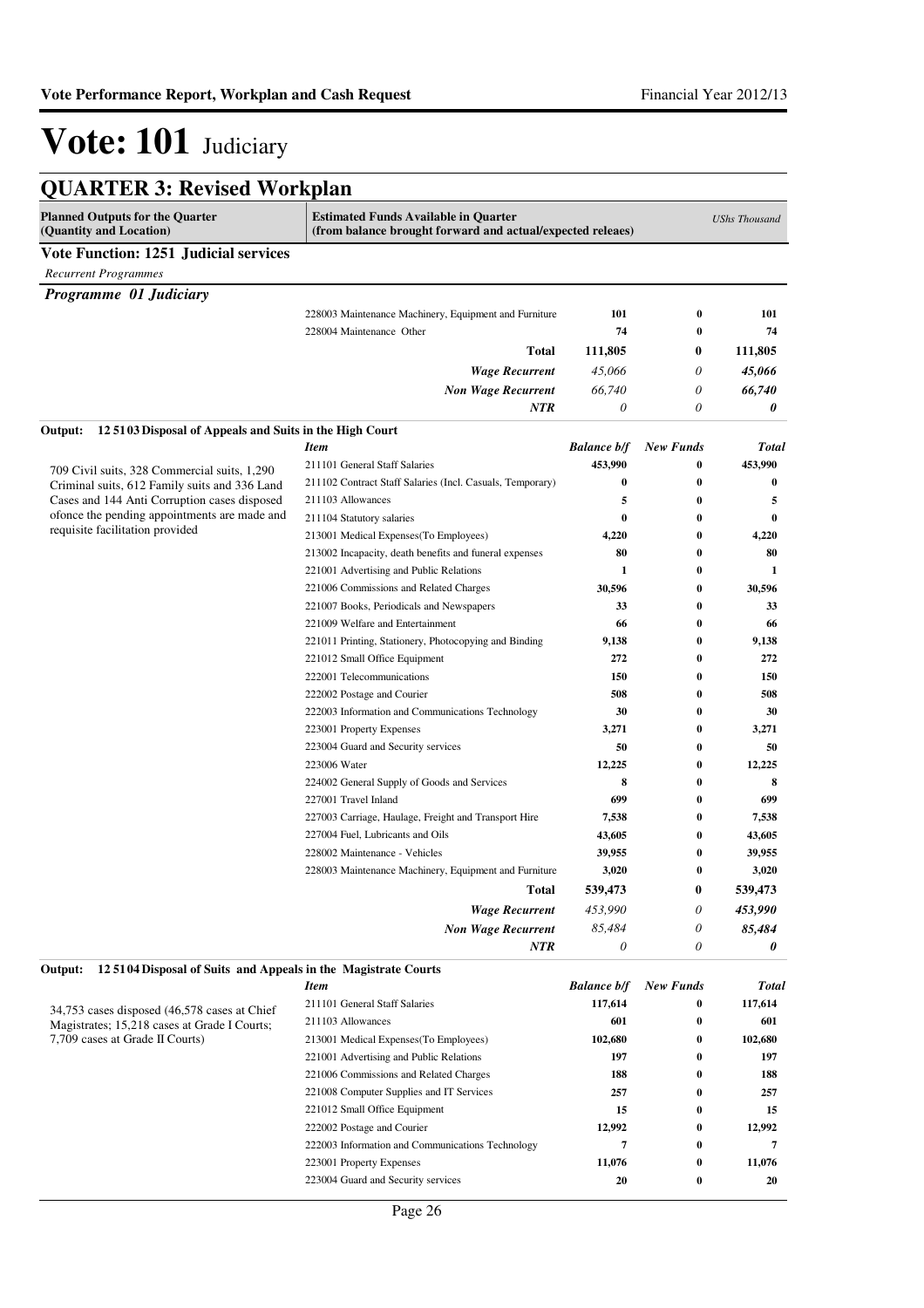# Vote: 101 Judiciary

## QUARTER 3: Revised Workplan

| Planned Outputs for the Quarter (Quantity and Location) | Estimated Funds Available in Quarter (from balance brought forward and actual/expected releaes) | | | *UShs Thousand* |
|---|---|---|---|---|

**Vote Function: 1251 Judicial services**

*Recurrent Programmes*

***Programme 01 Judiciary***

| | Item | Balance b/f | New Funds | Total |
|---|---|---|---|---|
| | 228003 Maintenance Machinery, Equipment and Furniture | 101 | 0 | 101 |
| | 228004 Maintenance Other | 74 | 0 | 74 |
| | **Total** | **111,805** | **0** | **111,805** |
| | ***Wage Recurrent*** | *45,066* | *0* | ***45,066*** |
| | ***Non Wage Recurrent*** | *66,740* | *0* | ***66,740*** |
| | ***NTR*** | *0* | *0* | ***0*** |

**Output: 12 5103 Disposal of Appeals and Suits in the High Court**

| | Item | Balance b/f | New Funds | Total |
|---|---|---|---|---|
| 709 Civil suits, 328 Commercial suits, 1,290 Criminal suits, 612 Family suits and 336 Land Cases and 144 Anti Corruption cases disposed ofonce the pending appointments are made and requisite facilitation provided | 211101 General Staff Salaries | 453,990 | 0 | 453,990 |
| | 211102 Contract Staff Salaries (Incl. Casuals, Temporary) | 0 | 0 | 0 |
| | 211103 Allowances | 5 | 0 | 5 |
| | 211104 Statutory salaries | 0 | 0 | 0 |
| | 213001 Medical Expenses(To Employees) | 4,220 | 0 | 4,220 |
| | 213002 Incapacity, death benefits and funeral expenses | 80 | 0 | 80 |
| | 221001 Advertising and Public Relations | 1 | 0 | 1 |
| | 221006 Commissions and Related Charges | 30,596 | 0 | 30,596 |
| | 221007 Books, Periodicals and Newspapers | 33 | 0 | 33 |
| | 221009 Welfare and Entertainment | 66 | 0 | 66 |
| | 221011 Printing, Stationery, Photocopying and Binding | 9,138 | 0 | 9,138 |
| | 221012 Small Office Equipment | 272 | 0 | 272 |
| | 222001 Telecommunications | 150 | 0 | 150 |
| | 222002 Postage and Courier | 508 | 0 | 508 |
| | 222003 Information and Communications Technology | 30 | 0 | 30 |
| | 223001 Property Expenses | 3,271 | 0 | 3,271 |
| | 223004 Guard and Security services | 50 | 0 | 50 |
| | 223006 Water | 12,225 | 0 | 12,225 |
| | 224002 General Supply of Goods and Services | 8 | 0 | 8 |
| | 227001 Travel Inland | 699 | 0 | 699 |
| | 227003 Carriage, Haulage, Freight and Transport Hire | 7,538 | 0 | 7,538 |
| | 227004 Fuel, Lubricants and Oils | 43,605 | 0 | 43,605 |
| | 228002 Maintenance - Vehicles | 39,955 | 0 | 39,955 |
| | 228003 Maintenance Machinery, Equipment and Furniture | 3,020 | 0 | 3,020 |
| | **Total** | **539,473** | **0** | **539,473** |
| | ***Wage Recurrent*** | *453,990* | *0* | ***453,990*** |
| | ***Non Wage Recurrent*** | *85,484* | *0* | ***85,484*** |
| | ***NTR*** | *0* | *0* | ***0*** |

**Output: 12 5104 Disposal of Suits and Appeals in the Magistrate Courts**

| | Item | Balance b/f | New Funds | Total |
|---|---|---|---|---|
| 34,753 cases disposed (46,578 cases at Chief Magistrates; 15,218 cases at Grade I Courts; 7,709 cases at Grade II Courts) | 211101 General Staff Salaries | 117,614 | 0 | 117,614 |
| | 211103 Allowances | 601 | 0 | 601 |
| | 213001 Medical Expenses(To Employees) | 102,680 | 0 | 102,680 |
| | 221001 Advertising and Public Relations | 197 | 0 | 197 |
| | 221006 Commissions and Related Charges | 188 | 0 | 188 |
| | 221008 Computer Supplies and IT Services | 257 | 0 | 257 |
| | 221012 Small Office Equipment | 15 | 0 | 15 |
| | 222002 Postage and Courier | 12,992 | 0 | 12,992 |
| | 222003 Information and Communications Technology | 7 | 0 | 7 |
| | 223001 Property Expenses | 11,076 | 0 | 11,076 |
| | 223004 Guard and Security services | 20 | 0 | 20 |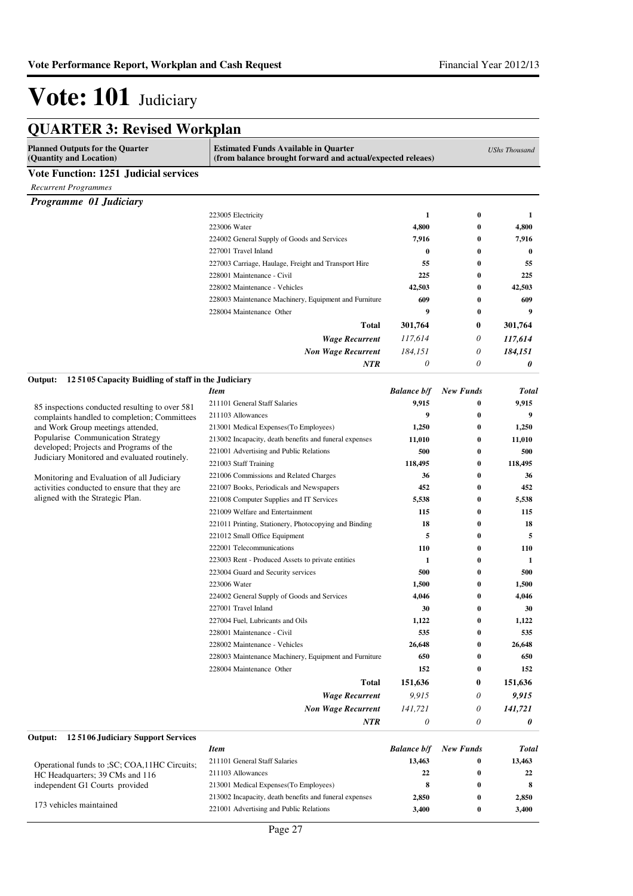# Vote: 101 Judiciary

## QUARTER 3: Revised Workplan

| Planned Outputs for the Quarter (Quantity and Location) | Estimated Funds Available in Quarter (from balance brought forward and actual/expected releaes) | | | UShs Thousand |
|---|---|---|---|---|

**Vote Function: 1251 Judicial services**

*Recurrent Programmes*

***Programme 01 Judiciary***

| | Item | Balance b/f | New Funds | Total |
|---|---|---|---|---|
| | 223005 Electricity | 1 | 0 | 1 |
| | 223006 Water | 4,800 | 0 | 4,800 |
| | 224002 General Supply of Goods and Services | 7,916 | 0 | 7,916 |
| | 227001 Travel Inland | 0 | 0 | 0 |
| | 227003 Carriage, Haulage, Freight and Transport Hire | 55 | 0 | 55 |
| | 228001 Maintenance - Civil | 225 | 0 | 225 |
| | 228002 Maintenance - Vehicles | 42,503 | 0 | 42,503 |
| | 228003 Maintenance Machinery, Equipment and Furniture | 609 | 0 | 609 |
| | 228004 Maintenance Other | 9 | 0 | 9 |
| | **Total** | **301,764** | **0** | **301,764** |
| | ***Wage Recurrent*** | *117,614* | *0* | ***117,614*** |
| | ***Non Wage Recurrent*** | *184,151* | *0* | ***184,151*** |
| | ***NTR*** | *0* | *0* | ***0*** |

**Output: 12 5105 Capacity Buidling of staff in the Judiciary**

| | Item | Balance b/f | New Funds | Total |
|---|---|---|---|---|
| 85 inspections conducted resulting to over 581 complaints handled to completion; Committees and Work Group meetings attended, Popularise Communication Strategy developed; Projects and Programs of the Judiciary Monitored and evaluated routinely.<br><br>Monitoring and Evaluation of all Judiciary activities conducted to ensure that they are aligned with the Strategic Plan. | 211101 General Staff Salaries | 9,915 | 0 | 9,915 |
| | 211103 Allowances | 9 | 0 | 9 |
| | 213001 Medical Expenses(To Employees) | 1,250 | 0 | 1,250 |
| | 213002 Incapacity, death benefits and funeral expenses | 11,010 | 0 | 11,010 |
| | 221001 Advertising and Public Relations | 500 | 0 | 500 |
| | 221003 Staff Training | 118,495 | 0 | 118,495 |
| | 221006 Commissions and Related Charges | 36 | 0 | 36 |
| | 221007 Books, Periodicals and Newspapers | 452 | 0 | 452 |
| | 221008 Computer Supplies and IT Services | 5,538 | 0 | 5,538 |
| | 221009 Welfare and Entertainment | 115 | 0 | 115 |
| | 221011 Printing, Stationery, Photocopying and Binding | 18 | 0 | 18 |
| | 221012 Small Office Equipment | 5 | 0 | 5 |
| | 222001 Telecommunications | 110 | 0 | 110 |
| | 223003 Rent - Produced Assets to private entities | 1 | 0 | 1 |
| | 223004 Guard and Security services | 500 | 0 | 500 |
| | 223006 Water | 1,500 | 0 | 1,500 |
| | 224002 General Supply of Goods and Services | 4,046 | 0 | 4,046 |
| | 227001 Travel Inland | 30 | 0 | 30 |
| | 227004 Fuel, Lubricants and Oils | 1,122 | 0 | 1,122 |
| | 228001 Maintenance - Civil | 535 | 0 | 535 |
| | 228002 Maintenance - Vehicles | 26,648 | 0 | 26,648 |
| | 228003 Maintenance Machinery, Equipment and Furniture | 650 | 0 | 650 |
| | 228004 Maintenance Other | 152 | 0 | 152 |
| | **Total** | **151,636** | **0** | **151,636** |
| | ***Wage Recurrent*** | *9,915* | *0* | ***9,915*** |
| | ***Non Wage Recurrent*** | *141,721* | *0* | ***141,721*** |
| | ***NTR*** | *0* | *0* | ***0*** |

**Output: 12 5106 Judiciary Support Services**

| | Item | Balance b/f | New Funds | Total |
|---|---|---|---|---|
| Operational funds to ;SC; COA,11HC Circuits; HC Headquarters; 39 CMs and 116 independent G1 Courts provided<br><br>173 vehicles maintained | 211101 General Staff Salaries | 13,463 | 0 | 13,463 |
| | 211103 Allowances | 22 | 0 | 22 |
| | 213001 Medical Expenses(To Employees) | 8 | 0 | 8 |
| | 213002 Incapacity, death benefits and funeral expenses | 2,850 | 0 | 2,850 |
| | 221001 Advertising and Public Relations | 3,400 | 0 | 3,400 |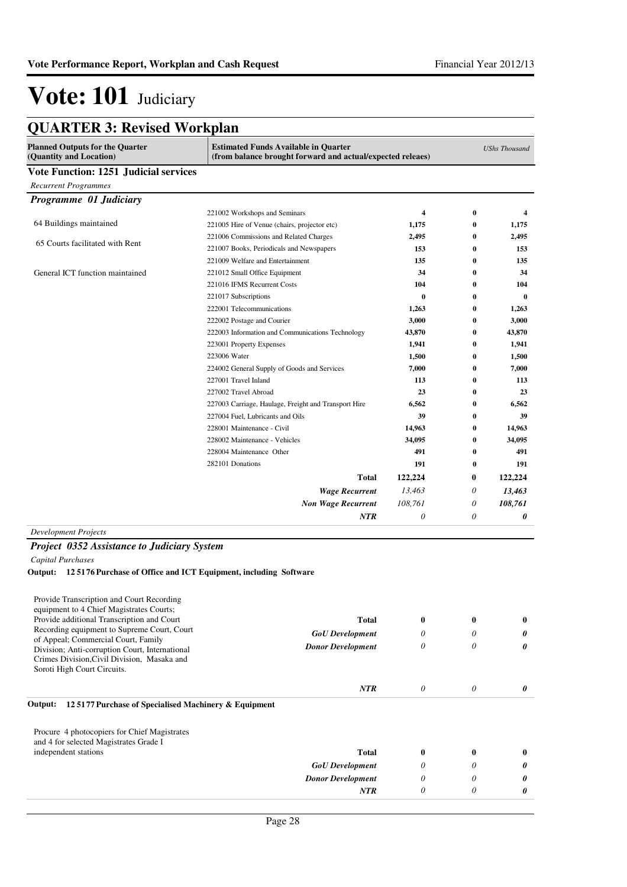# Vote: 101 Judiciary

## QUARTER 3: Revised Workplan

| Planned Outputs for the Quarter (Quantity and Location) | Estimated Funds Available in Quarter (from balance brought forward and actual/expected releaes) | | | UShs Thousand |
|---|---|---|---|---|

**Vote Function: 1251 Judicial services**

*Recurrent Programmes*

***Programme 01 Judiciary***

| Planned Outputs | Item | | | |
|---|---|---|---|---|
| | 221002 Workshops and Seminars | **4** | **0** | **4** |
| 64 Buildings maintained | 221005 Hire of Venue (chairs, projector etc) | **1,175** | **0** | **1,175** |
| 65 Courts facilitated with Rent | 221006 Commissions and Related Charges | **2,495** | **0** | **2,495** |
| | 221007 Books, Periodicals and Newspapers | **153** | **0** | **153** |
| | 221009 Welfare and Entertainment | **135** | **0** | **135** |
| General ICT function maintained | 221012 Small Office Equipment | **34** | **0** | **34** |
| | 221016 IFMS Recurrent Costs | **104** | **0** | **104** |
| | 221017 Subscriptions | **0** | **0** | **0** |
| | 222001 Telecommunications | **1,263** | **0** | **1,263** |
| | 222002 Postage and Courier | **3,000** | **0** | **3,000** |
| | 222003 Information and Communications Technology | **43,870** | **0** | **43,870** |
| | 223001 Property Expenses | **1,941** | **0** | **1,941** |
| | 223006 Water | **1,500** | **0** | **1,500** |
| | 224002 General Supply of Goods and Services | **7,000** | **0** | **7,000** |
| | 227001 Travel Inland | **113** | **0** | **113** |
| | 227002 Travel Abroad | **23** | **0** | **23** |
| | 227003 Carriage, Haulage, Freight and Transport Hire | **6,562** | **0** | **6,562** |
| | 227004 Fuel, Lubricants and Oils | **39** | **0** | **39** |
| | 228001 Maintenance - Civil | **14,963** | **0** | **14,963** |
| | 228002 Maintenance - Vehicles | **34,095** | **0** | **34,095** |
| | 228004 Maintenance Other | **491** | **0** | **491** |
| | 282101 Donations | **191** | **0** | **191** |
| | **Total** | **122,224** | **0** | **122,224** |
| | ***Wage Recurrent*** | *13,463* | *0* | ***13,463*** |
| | ***Non Wage Recurrent*** | *108,761* | *0* | ***108,761*** |
| | ***NTR*** | *0* | *0* | ***0*** |

*Development Projects*

***Project 0352 Assistance to Judiciary System***

*Capital Purchases*

**Output: 12 5176 Purchase of Office and ICT Equipment, including Software**

| Planned Outputs | | | | |
|---|---|---|---|---|
| Provide Transcription and Court Recording equipment to 4 Chief Magistrates Courts; Provide additional Transcription and Court Recording equipment to Supreme Court, Court of Appeal; Commercial Court, Family Division; Anti-corruption Court, International Crimes Division,Civil Division, Masaka and Soroti High Court Circuits. | **Total** | **0** | **0** | **0** |
| | ***GoU Development*** | *0* | *0* | ***0*** |
| | ***Donor Development*** | *0* | *0* | ***0*** |
| | ***NTR*** | *0* | *0* | ***0*** |

**Output: 12 5177 Purchase of Specialised Machinery & Equipment**

| Planned Outputs | | | | |
|---|---|---|---|---|
| Procure 4 photocopiers for Chief Magistrates and 4 for selected Magistrates Grade I independent stations | **Total** | **0** | **0** | **0** |
| | ***GoU Development*** | *0* | *0* | ***0*** |
| | ***Donor Development*** | *0* | *0* | ***0*** |
| | ***NTR*** | *0* | *0* | ***0*** |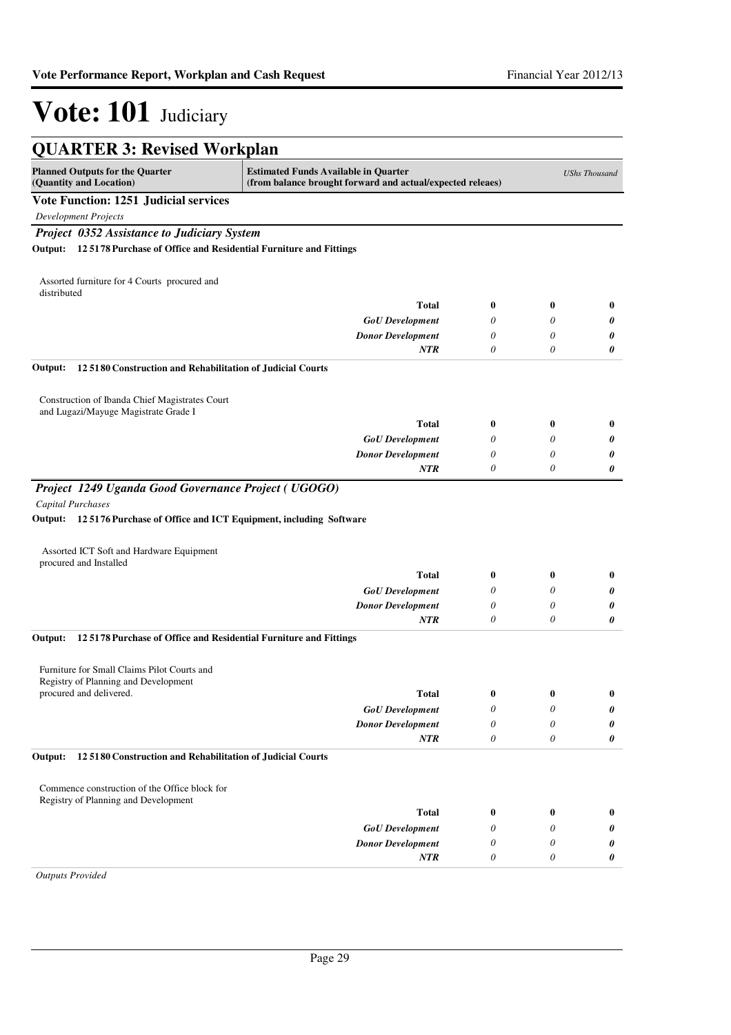# Vote: 101 Judiciary

## QUARTER 3: Revised Workplan

| Planned Outputs for the Quarter (Quantity and Location) | Estimated Funds Available in Quarter (from balance brought forward and actual/expected releaes) | | | USh Thousand |
|---|---|---|---|---|

**Vote Function: 1251 Judicial services**

*Development Projects*

***Project 0352 Assistance to Judiciary System***

**Output: 12 5178 Purchase of Office and Residential Furniture and Fittings**

| Assorted furniture for 4 Courts procured and distributed | | | | |
|---|---|---|---|---|
| | **Total** | **0** | **0** | **0** |
| | *GoU Development* | *0* | *0* | ***0*** |
| | *Donor Development* | *0* | *0* | ***0*** |
| | *NTR* | *0* | *0* | ***0*** |

**Output: 12 5180 Construction and Rehabilitation of Judicial Courts**

| Construction of Ibanda Chief Magistrates Court and Lugazi/Mayuge Magistrate Grade I | | | | |
|---|---|---|---|---|
| | **Total** | **0** | **0** | **0** |
| | *GoU Development* | *0* | *0* | ***0*** |
| | *Donor Development* | *0* | *0* | ***0*** |
| | *NTR* | *0* | *0* | ***0*** |

***Project 1249 Uganda Good Governance Project ( UGOGO)***

*Capital Purchases*

**Output: 12 5176 Purchase of Office and ICT Equipment, including Software**

| Assorted ICT Soft and Hardware Equipment procured and Installed | | | | |
|---|---|---|---|---|
| | **Total** | **0** | **0** | **0** |
| | *GoU Development* | *0* | *0* | ***0*** |
| | *Donor Development* | *0* | *0* | ***0*** |
| | *NTR* | *0* | *0* | ***0*** |

**Output: 12 5178 Purchase of Office and Residential Furniture and Fittings**

| Furniture for Small Claims Pilot Courts and Registry of Planning and Development procured and delivered. | | | | |
|---|---|---|---|---|
| | **Total** | **0** | **0** | **0** |
| | *GoU Development* | *0* | *0* | ***0*** |
| | *Donor Development* | *0* | *0* | ***0*** |
| | *NTR* | *0* | *0* | ***0*** |

**Output: 12 5180 Construction and Rehabilitation of Judicial Courts**

| Commence construction of the Office block for Registry of Planning and Development | | | | |
|---|---|---|---|---|
| | **Total** | **0** | **0** | **0** |
| | *GoU Development* | *0* | *0* | ***0*** |
| | *Donor Development* | *0* | *0* | ***0*** |
| | *NTR* | *0* | *0* | ***0*** |

*Outputs Provided*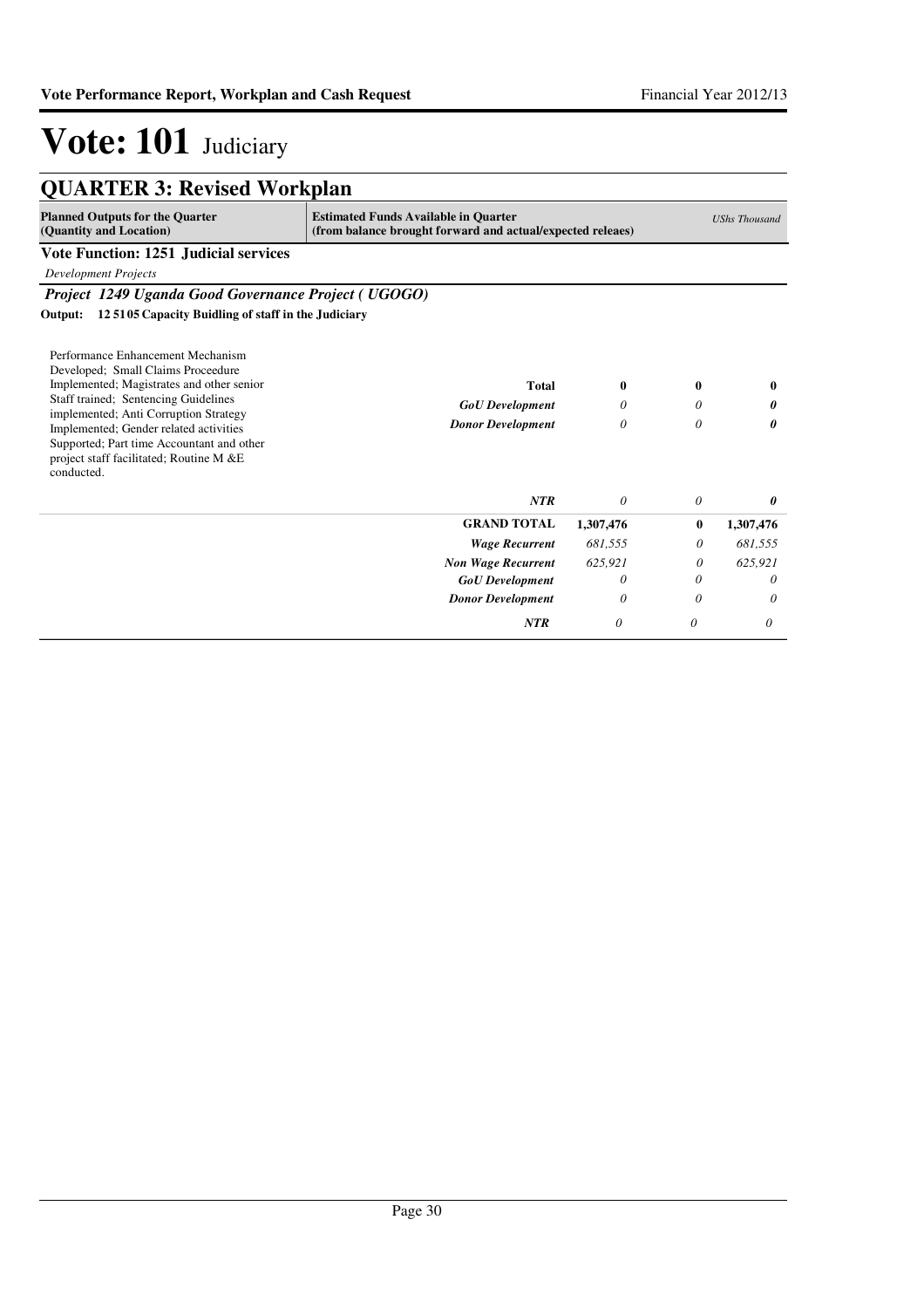# Vote: 101 Judiciary

## QUARTER 3: Revised Workplan

| Planned Outputs for the Quarter (Quantity and Location) | Estimated Funds Available in Quarter (from balance brought forward and actual/expected releaes) | | | *UShs Thousand* |
|---|---|---|---|---|

**Vote Function: 1251 Judicial services**

*Development Projects*

***Project 1249 Uganda Good Governance Project ( UGOGO)***

**Output: 12 51 05 Capacity Buidling of staff in the Judiciary**

| Planned Outputs | | | | |
|---|---|---|---|---|
| Performance Enhancement Mechanism Developed; Small Claims Proceedure Implemented; Magistrates and other senior Staff trained; Sentencing Guidelines implemented; Anti Corruption Strategy Implemented; Gender related activities Supported; Part time Accountant and other project staff facilitated; Routine M &E conducted. | **Total** | **0** | **0** | **0** |
| | ***GoU Development*** | *0* | *0* | ***0*** |
| | ***Donor Development*** | *0* | *0* | ***0*** |
| | ***NTR*** | *0* | *0* | ***0*** |
| | **GRAND TOTAL** | **1,307,476** | **0** | **1,307,476** |
| | ***Wage Recurrent*** | *681,555* | *0* | *681,555* |
| | ***Non Wage Recurrent*** | *625,921* | *0* | *625,921* |
| | ***GoU Development*** | *0* | *0* | *0* |
| | ***Donor Development*** | *0* | *0* | *0* |
| | ***NTR*** | *0* | *0* | *0* |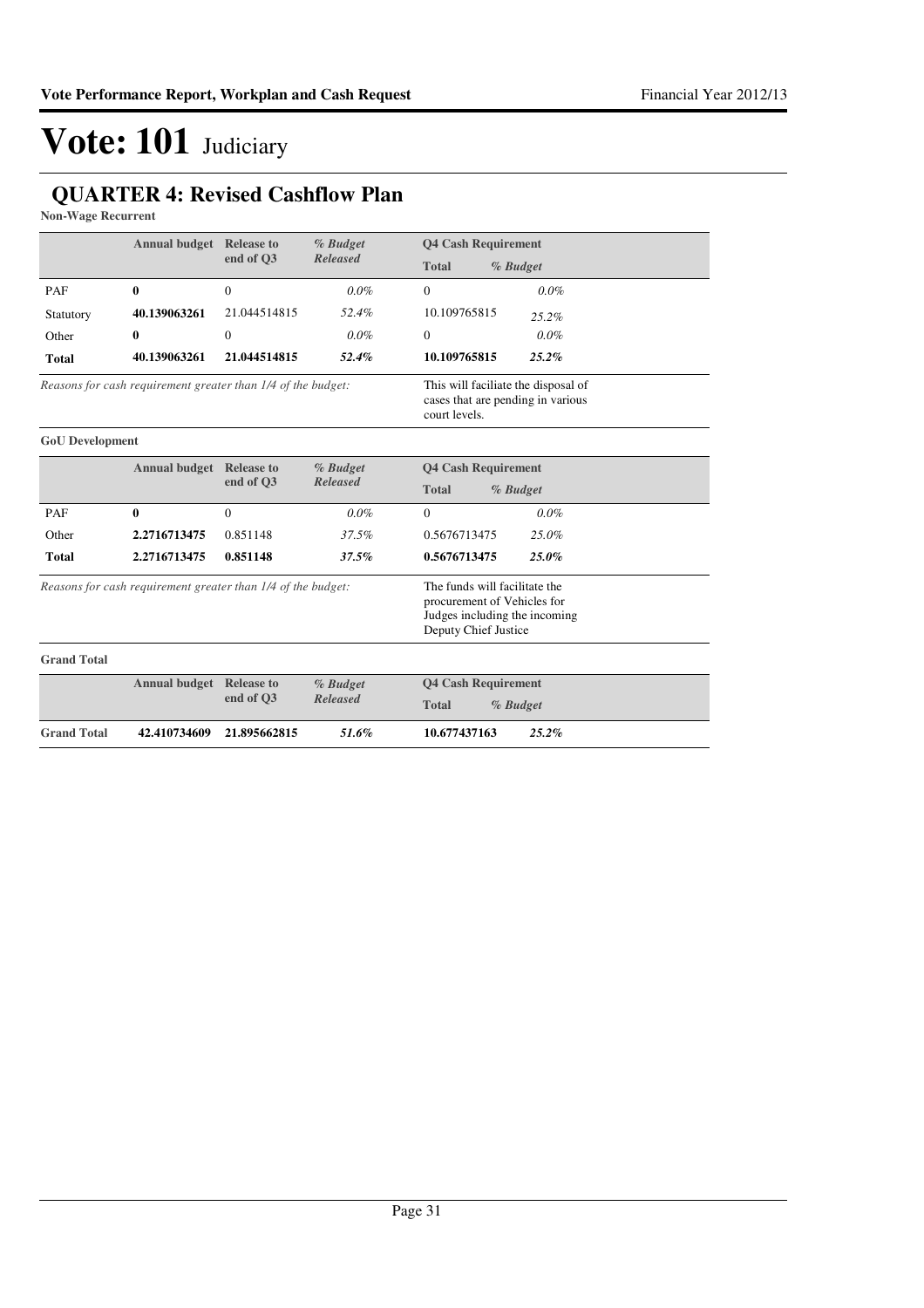# Vote: 101 Judiciary

## QUARTER 4: Revised Cashflow Plan

**Non-Wage Recurrent**

| | Annual budget | Release to end of Q3 | *% Budget Released* | Q4 Cash Requirement | |
|---|---|---|---|---|---|
| | | | | **Total** | *% Budget* |
| PAF | **0** | 0 | *0.0%* | 0 | *0.0%* |
| Statutory | **40.139063261** | 21.044514815 | *52.4%* | 10.109765815 | *25.2%* |
| Other | **0** | 0 | *0.0%* | 0 | *0.0%* |
| **Total** | **40.139063261** | **21.044514815** | ***52.4%*** | **10.109765815** | ***25.2%*** |

*Reasons for cash requirement greater than 1/4 of the budget:* This will faciliate the disposal of cases that are pending in various court levels.

**GoU Development**

| | Annual budget | Release to end of Q3 | *% Budget Released* | Q4 Cash Requirement | |
|---|---|---|---|---|---|
| | | | | **Total** | *% Budget* |
| PAF | **0** | 0 | *0.0%* | 0 | *0.0%* |
| Other | **2.2716713475** | 0.851148 | *37.5%* | 0.5676713475 | *25.0%* |
| **Total** | **2.2716713475** | **0.851148** | ***37.5%*** | **0.5676713475** | ***25.0%*** |

*Reasons for cash requirement greater than 1/4 of the budget:* The funds will facilitate the procurement of Vehicles for Judges including the incoming Deputy Chief Justice

**Grand Total**

| | Annual budget | Release to end of Q3 | *% Budget Released* | Q4 Cash Requirement | |
|---|---|---|---|---|---|
| | | | | **Total** | *% Budget* |
| **Grand Total** | **42.410734609** | **21.895662815** | ***51.6%*** | **10.677437163** | ***25.2%*** |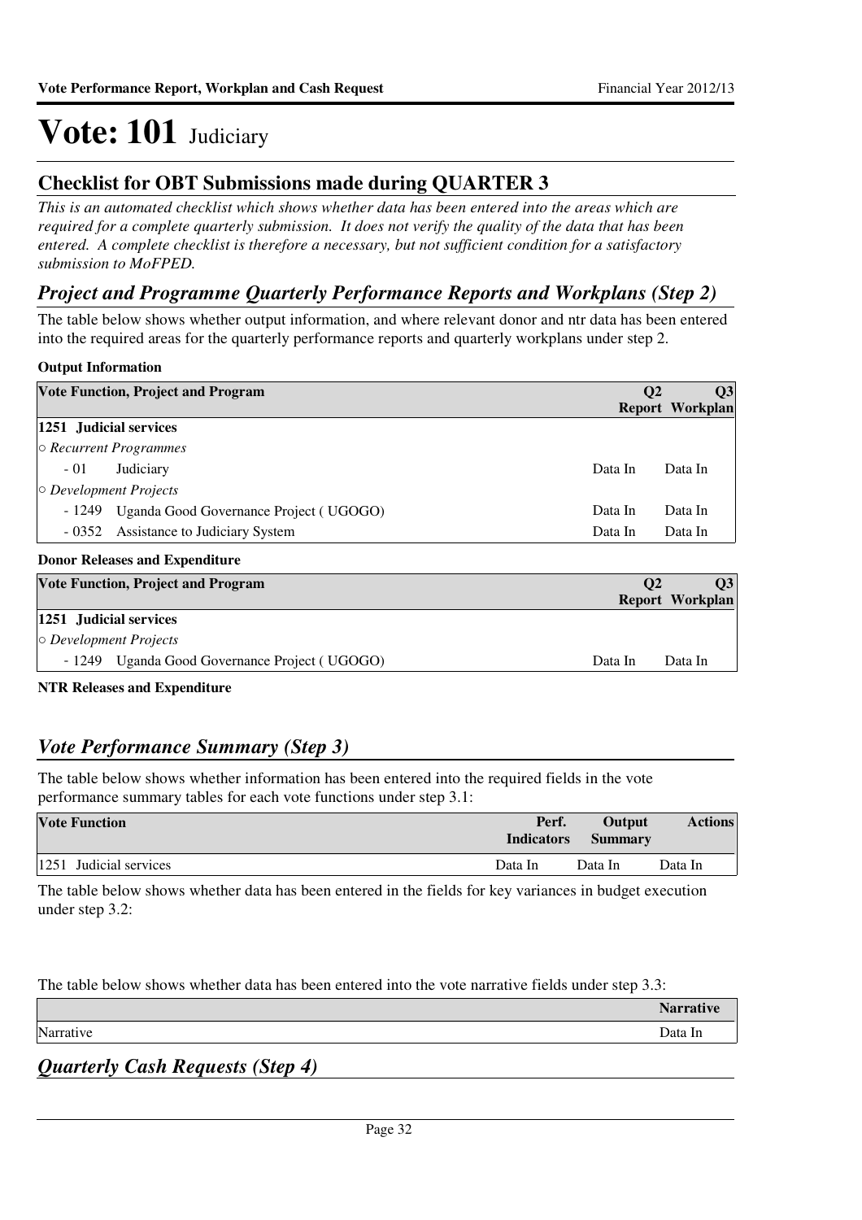# Vote: 101 Judiciary

## Checklist for OBT Submissions made during QUARTER 3

*This is an automated checklist which shows whether data has been entered into the areas which are required for a complete quarterly submission. It does not verify the quality of the data that has been entered. A complete checklist is therefore a necessary, but not sufficient condition for a satisfactory submission to MoFPED.*

### *Project and Programme Quarterly Performance Reports and Workplans (Step 2)*

The table below shows whether output information, and where relevant donor and ntr data has been entered into the required areas for the quarterly performance reports and quarterly workplans under step 2.

**Output Information**

| Vote Function, Project and Program | Q2 Report | Q3 Workplan |
|---|---|---|
| **1251 Judicial services** | | |
| ○ *Recurrent Programmes* | | |
| - 01 Judiciary | Data In | Data In |
| ○ *Development Projects* | | |
| - 1249 Uganda Good Governance Project ( UGOGO) | Data In | Data In |
| - 0352 Assistance to Judiciary System | Data In | Data In |

**Donor Releases and Expenditure**

| Vote Function, Project and Program | Q2 Report | Q3 Workplan |
|---|---|---|
| **1251 Judicial services** | | |
| ○ *Development Projects* | | |
| - 1249 Uganda Good Governance Project ( UGOGO) | Data In | Data In |

**NTR Releases and Expenditure**

### *Vote Performance Summary (Step 3)*

The table below shows whether information has been entered into the required fields in the vote performance summary tables for each vote functions under step 3.1:

| Vote Function | Perf. Indicators | Output Summary | Actions |
|---|---|---|---|
| 1251 Judicial services | Data In | Data In | Data In |

The table below shows whether data has been entered in the fields for key variances in budget execution under step 3.2:

The table below shows whether data has been entered into the vote narrative fields under step 3.3:

| | Narrative |
|---|---|
| Narrative | Data In |

### *Quarterly Cash Requests (Step 4)*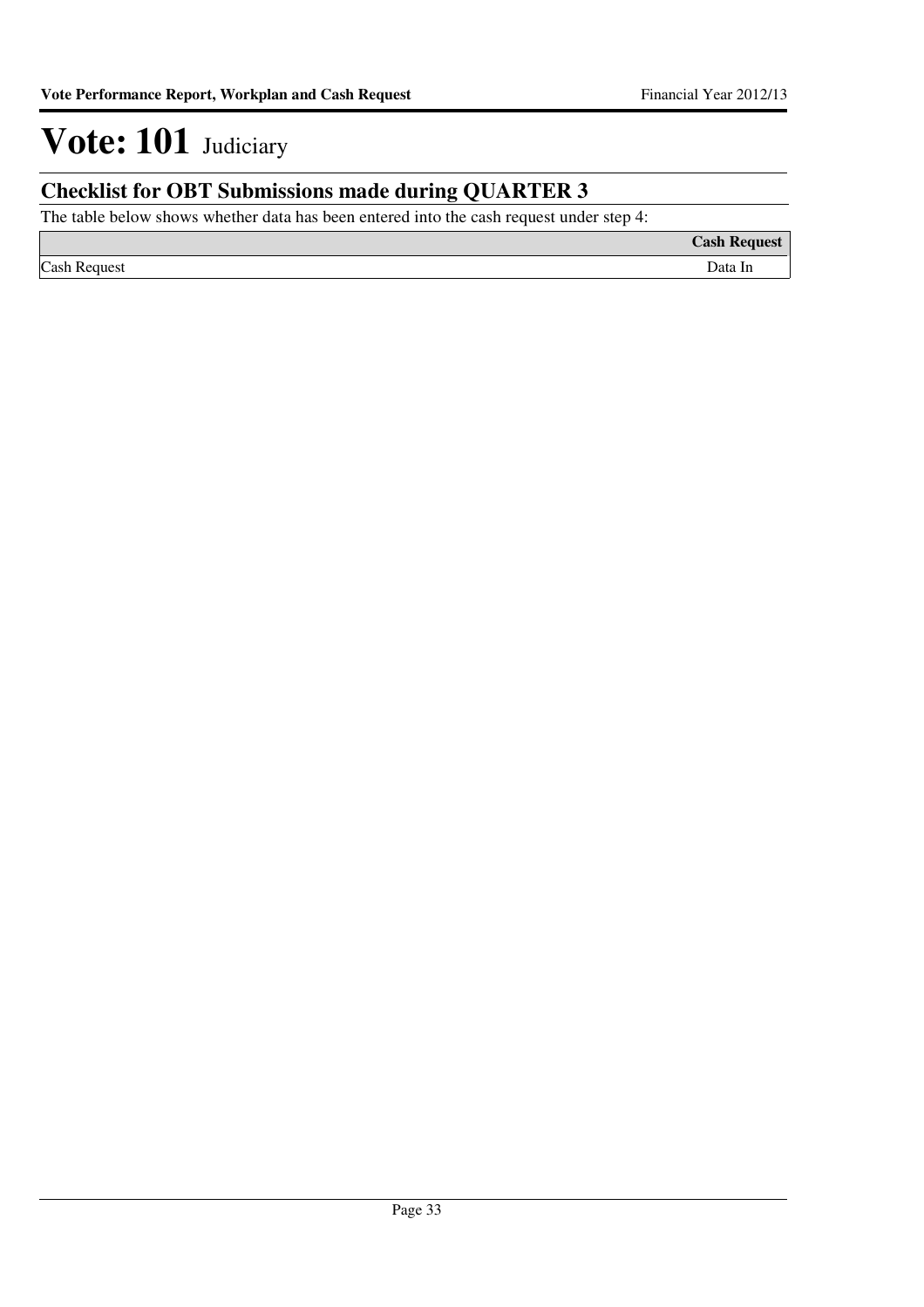# Vote: 101 Judiciary

## Checklist for OBT Submissions made during QUARTER 3

The table below shows whether data has been entered into the cash request under step 4:

| | Cash Request |
|---|---|
| Cash Request | Data In |